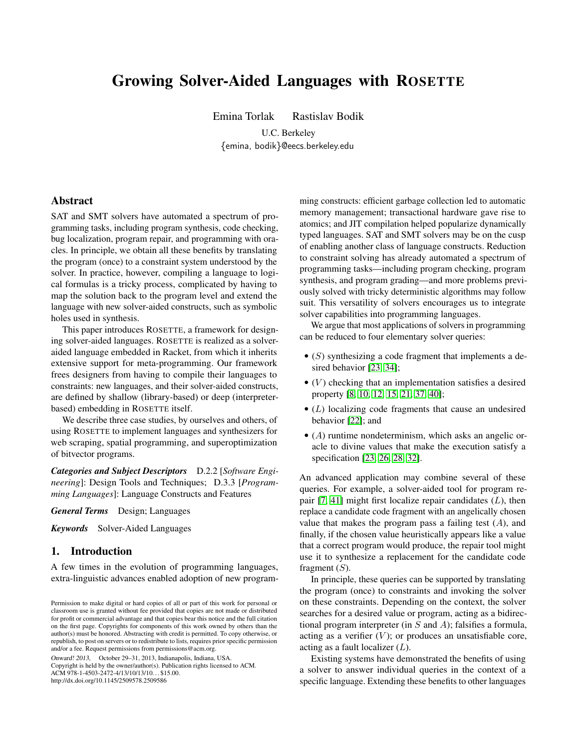# Growing Solver-Aided Languages with ROSETTE

Emina Torlak  Rastislav Bodik

U.C. Berkeley

{emina, bodik}@eecs.berkeley.edu

## Abstract

SAT and SMT solvers have automated a spectrum of programming tasks, including program synthesis, code checking, bug localization, program repair, and programming with oracles. In principle, we obtain all these benefits by translating the program (once) to a constraint system understood by the solver. In practice, however, compiling a language to logical formulas is a tricky process, complicated by having to map the solution back to the program level and extend the language with new solver-aided constructs, such as symbolic holes used in synthesis.

This paper introduces ROSETTE, a framework for designing solver-aided languages. ROSETTE is realized as a solver-aided language embedded in Racket, from which it inherits extensive support for meta-programming. Our framework frees designers from having to compile their languages to constraints: new languages, and their solver-aided constructs, are defined by shallow (library-based) or deep (interpreter-based) embedding in ROSETTE itself.

We describe three case studies, by ourselves and others, of using ROSETTE to implement languages and synthesizers for web scraping, spatial programming, and superoptimization of bitvector programs.

***Categories and Subject Descriptors*** D.2.2 [*Software Engineering*]: Design Tools and Techniques; D.3.3 [*Programming Languages*]: Language Constructs and Features

***General Terms*** Design; Languages

***Keywords*** Solver-Aided Languages

## 1. Introduction

A few times in the evolution of programming languages, extra-linguistic advances enabled adoption of new programming constructs: efficient garbage collection led to automatic memory management; transactional hardware gave rise to atomics; and JIT compilation helped popularize dynamically typed languages. SAT and SMT solvers may be on the cusp of enabling another class of language constructs. Reduction to constraint solving has already automated a spectrum of programming tasks—including program checking, program synthesis, and program grading—and more problems previously solved with tricky deterministic algorithms may follow suit. This versatility of solvers encourages us to integrate solver capabilities into programming languages.

We argue that most applications of solvers in programming can be reduced to four elementary solver queries:

- ($S$) synthesizing a code fragment that implements a desired behavior [23, 34];
- ($V$) checking that an implementation satisfies a desired property [8, 10, 12, 15, 21, 37, 40];
- ($L$) localizing code fragments that cause an undesired behavior [22]; and
- ($A$) runtime nondeterminism, which asks an angelic oracle to divine values that make the execution satisfy a specification [23, 26, 28, 32].

An advanced application may combine several of these queries. For example, a solver-aided tool for program repair [7, 41] might first localize repair candidates ($L$), then replace a candidate code fragment with an angelically chosen value that makes the program pass a failing test ($A$), and finally, if the chosen value heuristically appears like a value that a correct program would produce, the repair tool might use it to synthesize a replacement for the candidate code fragment ($S$).

In principle, these queries can be supported by translating the program (once) to constraints and invoking the solver on these constraints. Depending on the context, the solver searches for a desired value or program, acting as a bidirectional program interpreter (in $S$ and $A$); falsifies a formula, acting as a verifier ($V$); or produces an unsatisfiable core, acting as a fault localizer ($L$).

Existing systems have demonstrated the benefits of using a solver to answer individual queries in the context of a specific language. Extending these benefits to other languages

Permission to make digital or hard copies of all or part of this work for personal or classroom use is granted without fee provided that copies are not made or distributed for profit or commercial advantage and that copies bear this notice and the full citation on the first page. Copyrights for components of this work owned by others than the author(s) must be honored. Abstracting with credit is permitted. To copy otherwise, or republish, to post on servers or to redistribute to lists, requires prior specific permission and/or a fee. Request permissions from permissions@acm.org.

*Onward! 2013*, October 29–31, 2013, Indianapolis, Indiana, USA.
Copyright is held by the owner/author(s). Publication rights licensed to ACM.
ACM 978-1-4503-2472-4/13/10/13/10…$15.00.
http://dx.doi.org/10.1145/2509578.2509586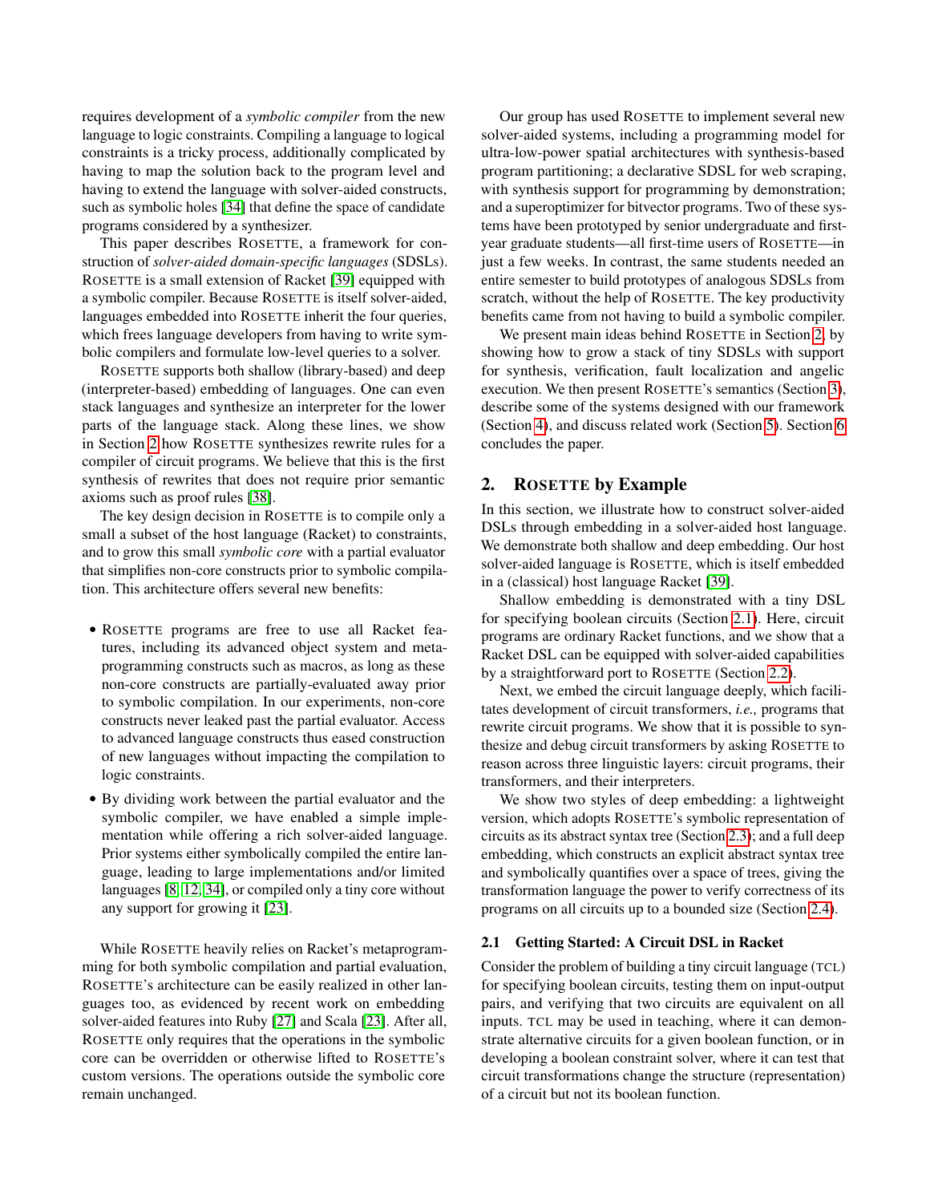requires development of a *symbolic compiler* from the new language to logic constraints. Compiling a language to logical constraints is a tricky process, additionally complicated by having to map the solution back to the program level and having to extend the language with solver-aided constructs, such as symbolic holes [34] that define the space of candidate programs considered by a synthesizer.

This paper describes ROSETTE, a framework for construction of *solver-aided domain-specific languages* (SDSLs). ROSETTE is a small extension of Racket [39] equipped with a symbolic compiler. Because ROSETTE is itself solver-aided, languages embedded into ROSETTE inherit the four queries, which frees language developers from having to write symbolic compilers and formulate low-level queries to a solver.

ROSETTE supports both shallow (library-based) and deep (interpreter-based) embedding of languages. One can even stack languages and synthesize an interpreter for the lower parts of the language stack. Along these lines, we show in Section 2 how ROSETTE synthesizes rewrite rules for a compiler of circuit programs. We believe that this is the first synthesis of rewrites that does not require prior semantic axioms such as proof rules [38].

The key design decision in ROSETTE is to compile only a small a subset of the host language (Racket) to constraints, and to grow this small *symbolic core* with a partial evaluator that simplifies non-core constructs prior to symbolic compilation. This architecture offers several new benefits:

- ROSETTE programs are free to use all Racket features, including its advanced object system and metaprogramming constructs such as macros, as long as these non-core constructs are partially-evaluated away prior to symbolic compilation. In our experiments, non-core constructs never leaked past the partial evaluator. Access to advanced language constructs thus eased construction of new languages without impacting the compilation to logic constraints.
- By dividing work between the partial evaluator and the symbolic compiler, we have enabled a simple implementation while offering a rich solver-aided language. Prior systems either symbolically compiled the entire language, leading to large implementations and/or limited languages [8, 12, 34], or compiled only a tiny core without any support for growing it [23].

While ROSETTE heavily relies on Racket's metaprogramming for both symbolic compilation and partial evaluation, ROSETTE's architecture can be easily realized in other languages too, as evidenced by recent work on embedding solver-aided features into Ruby [27] and Scala [23]. After all, ROSETTE only requires that the operations in the symbolic core can be overridden or otherwise lifted to ROSETTE's custom versions. The operations outside the symbolic core remain unchanged.

Our group has used ROSETTE to implement several new solver-aided systems, including a programming model for ultra-low-power spatial architectures with synthesis-based program partitioning; a declarative SDSL for web scraping, with synthesis support for programming by demonstration; and a superoptimizer for bitvector programs. Two of these systems have been prototyped by senior undergraduate and first-year graduate students—all first-time users of ROSETTE—in just a few weeks. In contrast, the same students needed an entire semester to build prototypes of analogous SDSLs from scratch, without the help of ROSETTE. The key productivity benefits came from not having to build a symbolic compiler.

We present main ideas behind ROSETTE in Section 2, by showing how to grow a stack of tiny SDSLs with support for synthesis, verification, fault localization and angelic execution. We then present ROSETTE's semantics (Section 3), describe some of the systems designed with our framework (Section 4), and discuss related work (Section 5). Section 6 concludes the paper.

## 2. ROSETTE by Example

In this section, we illustrate how to construct solver-aided DSLs through embedding in a solver-aided host language. We demonstrate both shallow and deep embedding. Our host solver-aided language is ROSETTE, which is itself embedded in a (classical) host language Racket [39].

Shallow embedding is demonstrated with a tiny DSL for specifying boolean circuits (Section 2.1). Here, circuit programs are ordinary Racket functions, and we show that a Racket DSL can be equipped with solver-aided capabilities by a straightforward port to ROSETTE (Section 2.2).

Next, we embed the circuit language deeply, which facilitates development of circuit transformers, *i.e.,* programs that rewrite circuit programs. We show that it is possible to synthesize and debug circuit transformers by asking ROSETTE to reason across three linguistic layers: circuit programs, their transformers, and their interpreters.

We show two styles of deep embedding: a lightweight version, which adopts ROSETTE's symbolic representation of circuits as its abstract syntax tree (Section 2.3); and a full deep embedding, which constructs an explicit abstract syntax tree and symbolically quantifies over a space of trees, giving the transformation language the power to verify correctness of its programs on all circuits up to a bounded size (Section 2.4).

### 2.1 Getting Started: A Circuit DSL in Racket

Consider the problem of building a tiny circuit language (TCL) for specifying boolean circuits, testing them on input-output pairs, and verifying that two circuits are equivalent on all inputs. TCL may be used in teaching, where it can demonstrate alternative circuits for a given boolean function, or in developing a boolean constraint solver, where it can test that circuit transformations change the structure (representation) of a circuit but not its boolean function.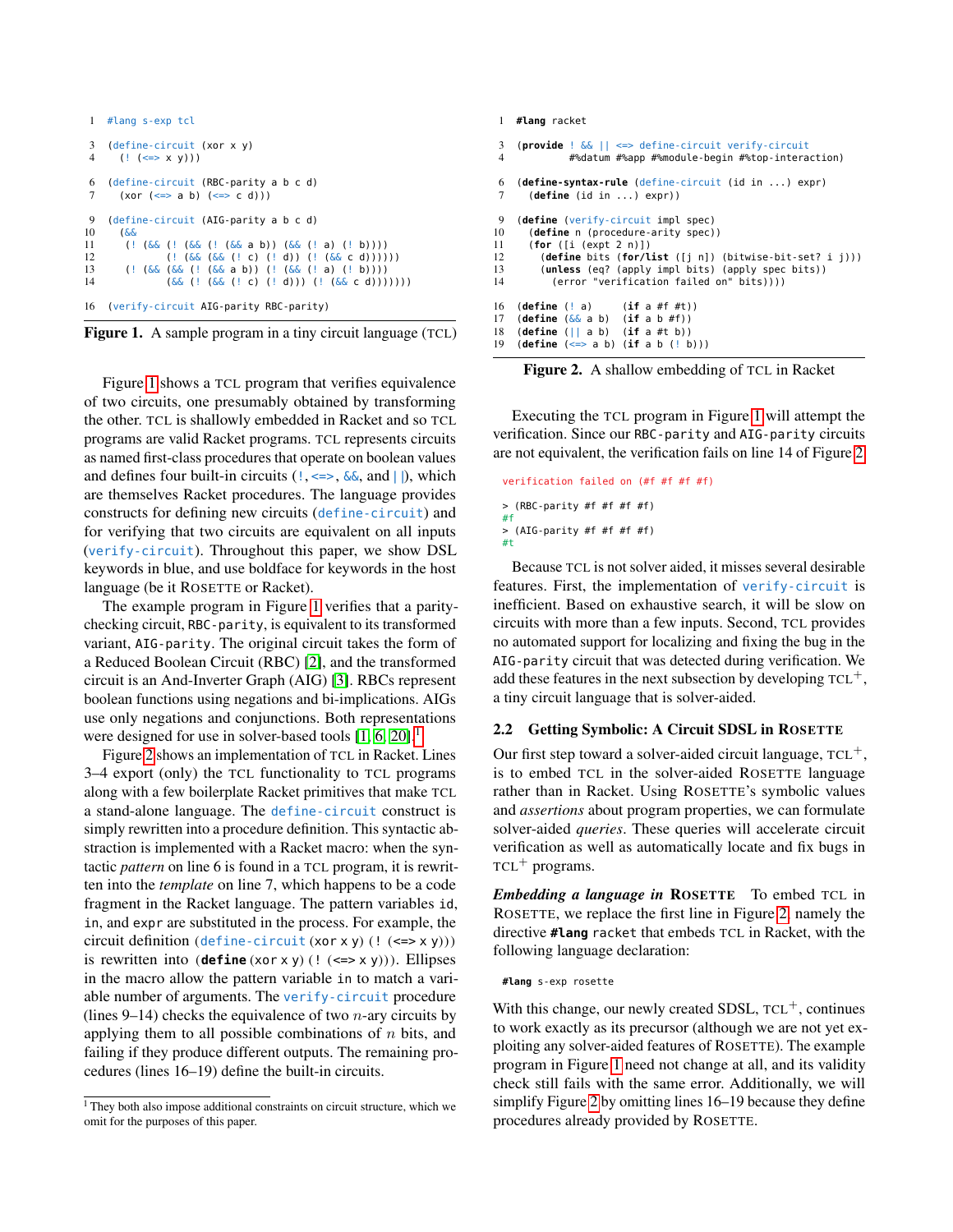```
1  #lang s-exp tcl

3  (define-circuit (xor x y)
4    (! (<=> x y)))

6  (define-circuit (RBC-parity a b c d)
7    (xor (<=> a b) (<=> c d)))

9  (define-circuit (AIG-parity a b c d)
10   (&&
11    (! (&& (! (&& (! (&& a b)) (&& (! a) (! b))))
12           (! (&& (&& (! c) (! d)) (! (&& c d))))))
13    (! (&& (&& (! (&& a b)) (! (&& (! a) (! b))))
14           (&& (! (&& (! c) (! d))) (! (&& c d)))))))

16 (verify-circuit AIG-parity RBC-parity)
```

**Figure 1.** A sample program in a tiny circuit language (TCL)

Figure 1 shows a TCL program that verifies equivalence of two circuits, one presumably obtained by transforming the other. TCL is shallowly embedded in Racket and so TCL programs are valid Racket programs. TCL represents circuits as named first-class procedures that operate on boolean values and defines four built-in circuits (`!`, `<=>`, `&&`, and `||`), which are themselves Racket procedures. The language provides constructs for defining new circuits (`define-circuit`) and for verifying that two circuits are equivalent on all inputs (`verify-circuit`). Throughout this paper, we show DSL keywords in blue, and use boldface for keywords in the host language (be it ROSETTE or Racket).

The example program in Figure 1 verifies that a parity-checking circuit, `RBC-parity`, is equivalent to its transformed variant, `AIG-parity`. The original circuit takes the form of a Reduced Boolean Circuit (RBC) [2], and the transformed circuit is an And-Inverter Graph (AIG) [3]. RBCs represent boolean functions using negations and bi-implications. AIGs use only negations and conjunctions. Both representations were designed for use in solver-based tools [1, 6, 20].[1]

Figure 2 shows an implementation of TCL in Racket. Lines 3–4 export (only) the TCL functionality to TCL programs along with a few boilerplate Racket primitives that make TCL a stand-alone language. The `define-circuit` construct is simply rewritten into a procedure definition. This syntactic abstraction is implemented with a Racket macro: when the syntactic *pattern* on line 6 is found in a TCL program, it is rewritten into the *template* on line 7, which happens to be a code fragment in the Racket language. The pattern variables `id`, `in`, and `expr` are substituted in the process. For example, the circuit definition `(define-circuit (xor x y) (! (<=> x y)))` is rewritten into `(define (xor x y) (! (<=> x y)))`. Ellipses in the macro allow the pattern variable `in` to match a variable number of arguments. The `verify-circuit` procedure (lines 9–14) checks the equivalence of two $n$-ary circuits by applying them to all possible combinations of $n$ bits, and failing if they produce different outputs. The remaining procedures (lines 16–19) define the built-in circuits.

[1] They both also impose additional constraints on circuit structure, which we omit for the purposes of this paper.

```
1  #lang racket

3  (provide ! && || <=> define-circuit verify-circuit
4           #%datum #%app #%module-begin #%top-interaction)

6  (define-syntax-rule (define-circuit (id in ...) expr)
7    (define (id in ...) expr))

9  (define (verify-circuit impl spec)
10   (define n (procedure-arity spec))
11   (for ([i (expt 2 n)])
12     (define bits (for/list ([j n]) (bitwise-bit-set? i j)))
13     (unless (eq? (apply impl bits) (apply spec bits))
14       (error "verification failed on" bits))))

16 (define (! a)     (if a #f #t))
17 (define (&& a b)  (if a b #f))
18 (define (|| a b)  (if a #t b))
19 (define (<=> a b) (if a b (! b)))
```

**Figure 2.** A shallow embedding of TCL in Racket

Executing the TCL program in Figure 1 will attempt the verification. Since our `RBC-parity` and `AIG-parity` circuits are not equivalent, the verification fails on line 14 of Figure 2.

```
verification failed on (#f #f #f #f)

> (RBC-parity #f #f #f #f)
#f
> (AIG-parity #f #f #f #f)
#t
```

Because TCL is not solver aided, it misses several desirable features. First, the implementation of `verify-circuit` is inefficient. Based on exhaustive search, it will be slow on circuits with more than a few inputs. Second, TCL provides no automated support for localizing and fixing the bug in the `AIG-parity` circuit that was detected during verification. We add these features in the next subsection by developing $\text{TCL}^+$, a tiny circuit language that is solver-aided.

### 2.2 Getting Symbolic: A Circuit SDSL in ROSETTE

Our first step toward a solver-aided circuit language, $\text{TCL}^+$, is to embed TCL in the solver-aided ROSETTE language rather than in Racket. Using ROSETTE's symbolic values and *assertions* about program properties, we can formulate solver-aided *queries*. These queries will accelerate circuit verification as well as automatically locate and fix bugs in $\text{TCL}^+$ programs.

***Embedding a language in* ROSETTE** To embed TCL in ROSETTE, we replace the first line in Figure 2, namely the directive `#lang racket` that embeds TCL in Racket, with the following language declaration:

```
#lang s-exp rosette
```

With this change, our newly created SDSL, $\text{TCL}^+$, continues to work exactly as its precursor (although we are not yet exploiting any solver-aided features of ROSETTE). The example program in Figure 1 need not change at all, and its validity check still fails with the same error. Additionally, we will simplify Figure 2 by omitting lines 16–19 because they define procedures already provided by ROSETTE.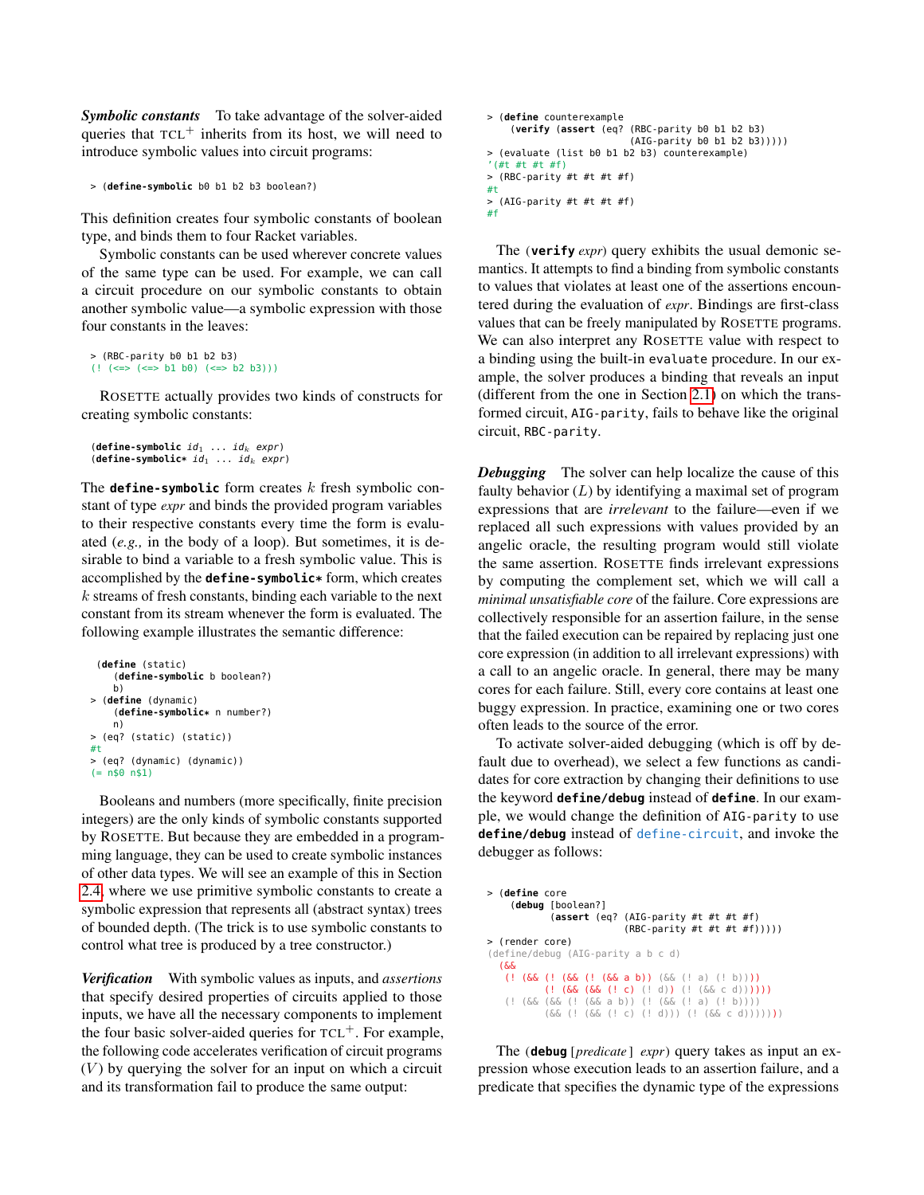***Symbolic constants*** To take advantage of the solver-aided queries that TCL$^+$ inherits from its host, we will need to introduce symbolic values into circuit programs:

```
> (define-symbolic b0 b1 b2 b3 boolean?)
```

This definition creates four symbolic constants of boolean type, and binds them to four Racket variables.

Symbolic constants can be used wherever concrete values of the same type can be used. For example, we can call a circuit procedure on our symbolic constants to obtain another symbolic value—a symbolic expression with those four constants in the leaves:

```
> (RBC-parity b0 b1 b2 b3)
(! (<=> (<=> b1 b0) (<=> b2 b3)))
```

ROSETTE actually provides two kinds of constructs for creating symbolic constants:

```
(define-symbolic id_1 ... id_k expr)
(define-symbolic* id_1 ... id_k expr)
```

The **define-symbolic** form creates $k$ fresh symbolic constant of type *expr* and binds the provided program variables to their respective constants every time the form is evaluated (*e.g.,* in the body of a loop). But sometimes, it is desirable to bind a variable to a fresh symbolic value. This is accomplished by the **define-symbolic*** form, which creates $k$ streams of fresh constants, binding each variable to the next constant from its stream whenever the form is evaluated. The following example illustrates the semantic difference:

```
  (define (static)
    (define-symbolic b boolean?)
    b)
> (define (dynamic)
    (define-symbolic* n number?)
    n)
> (eq? (static) (static))
#t
> (eq? (dynamic) (dynamic))
(= n$0 n$1)
```

Booleans and numbers (more specifically, finite precision integers) are the only kinds of symbolic constants supported by ROSETTE. But because they are embedded in a programming language, they can be used to create symbolic instances of other data types. We will see an example of this in Section 2.4, where we use primitive symbolic constants to create a symbolic expression that represents all (abstract syntax) trees of bounded depth. (The trick is to use symbolic constants to control what tree is produced by a tree constructor.)

***Verification*** With symbolic values as inputs, and *assertions* that specify desired properties of circuits applied to those inputs, we have all the necessary components to implement the four basic solver-aided queries for TCL$^+$. For example, the following code accelerates verification of circuit programs ($V$) by querying the solver for an input on which a circuit and its transformation fail to produce the same output:

```
> (define counterexample
    (verify (assert (eq? (RBC-parity b0 b1 b2 b3)
                         (AIG-parity b0 b1 b2 b3)))))
> (evaluate (list b0 b1 b2 b3) counterexample)
'(#t #t #t #f)
> (RBC-parity #t #t #t #f)
#t
> (AIG-parity #t #t #t #f)
#f
```

The (**verify** *expr*) query exhibits the usual demonic semantics. It attempts to find a binding from symbolic constants to values that violates at least one of the assertions encountered during the evaluation of *expr*. Bindings are first-class values that can be freely manipulated by ROSETTE programs. We can also interpret any ROSETTE value with respect to a binding using the built-in `evaluate` procedure. In our example, the solver produces a binding that reveals an input (different from the one in Section 2.1) on which the transformed circuit, `AIG-parity`, fails to behave like the original circuit, `RBC-parity`.

***Debugging*** The solver can help localize the cause of this faulty behavior ($L$) by identifying a maximal set of program expressions that are *irrelevant* to the failure—even if we replaced all such expressions with values provided by an angelic oracle, the resulting program would still violate the same assertion. ROSETTE finds irrelevant expressions by computing the complement set, which we will call a *minimal unsatisfiable core* of the failure. Core expressions are collectively responsible for an assertion failure, in the sense that the failed execution can be repaired by replacing just one core expression (in addition to all irrelevant expressions) with a call to an angelic oracle. In general, there may be many cores for each failure. Still, every core contains at least one buggy expression. In practice, examining one or two cores often leads to the source of the error.

To activate solver-aided debugging (which is off by default due to overhead), we select a few functions as candidates for core extraction by changing their definitions to use the keyword **define/debug** instead of **define**. In our example, we would change the definition of `AIG-parity` to use **define/debug** instead of `define-circuit`, and invoke the debugger as follows:

```
> (define core
    (debug [boolean?]
           (assert (eq? (AIG-parity #t #t #t #f)
                        (RBC-parity #t #t #t #f)))))
> (render core)
(define/debug (AIG-parity a b c d)
  (&&
   (! (&& (! (&& (! (&& a b)) (&& (! a) (! b))))
          (! (&& (&& (! c) (! d)) (! (&& c d))))))
   (! (&& (&& (! (&& a b)) (! (&& (! a) (! b))))
          (&& (! (&& (! c) (! d))) (! (&& c d)))))))
```

The (**debug** [*predicate*] *expr*) query takes as input an expression whose execution leads to an assertion failure, and a predicate that specifies the dynamic type of the expressions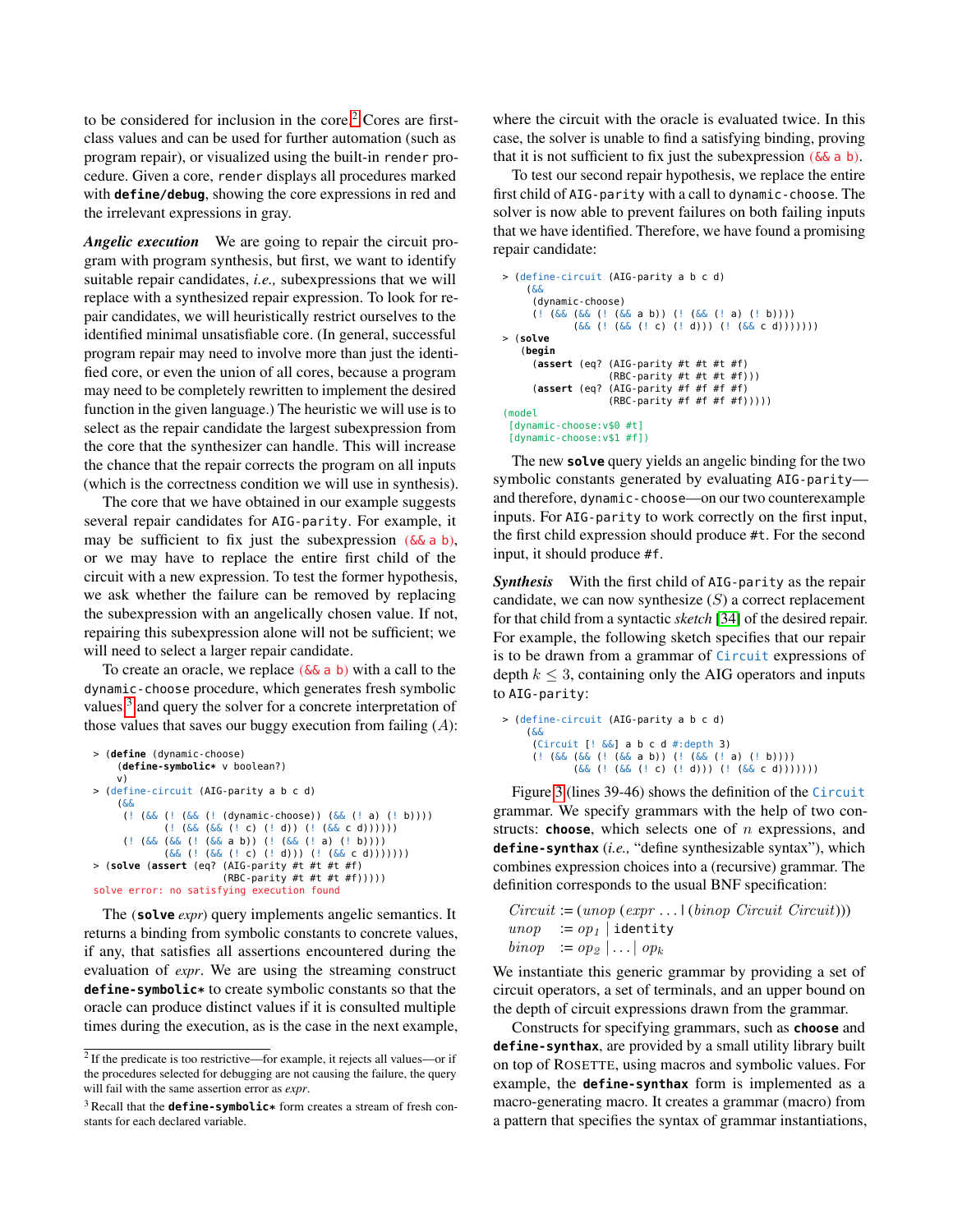to be considered for inclusion in the core.[2] Cores are first-class values and can be used for further automation (such as program repair), or visualized using the built-in `render` procedure. Given a core, `render` displays all procedures marked with **`define/debug`**, showing the core expressions in red and the irrelevant expressions in gray.

***Angelic execution*** We are going to repair the circuit program with program synthesis, but first, we want to identify suitable repair candidates, *i.e.,* subexpressions that we will replace with a synthesized repair expression. To look for repair candidates, we will heuristically restrict ourselves to the identified minimal unsatisfiable core. (In general, successful program repair may need to involve more than just the identified core, or even the union of all cores, because a program may need to be completely rewritten to implement the desired function in the given language.) The heuristic we will use is to select as the repair candidate the largest subexpression from the core that the synthesizer can handle. This will increase the chance that the repair corrects the program on all inputs (which is the correctness condition we will use in synthesis).

The core that we have obtained in our example suggests several repair candidates for `AIG-parity`. For example, it may be sufficient to fix just the subexpression `(&& a b)`, or we may have to replace the entire first child of the circuit with a new expression. To test the former hypothesis, we ask whether the failure can be removed by replacing the subexpression with an angelically chosen value. If not, repairing this subexpression alone will not be sufficient; we will need to select a larger repair candidate.

To create an oracle, we replace `(&& a b)` with a call to the `dynamic-choose` procedure, which generates fresh symbolic values[3] and query the solver for a concrete interpretation of those values that saves our buggy execution from failing ($A$):

```
> (define (dynamic-choose)
    (define-symbolic* v boolean?)
    v)
> (define-circuit (AIG-parity a b c d)
    (&&
     (! (&& (! (&& (! (dynamic-choose)) (&& (! a) (! b))))
            (! (&& (&& (! c) (! d)) (! (&& c d))))))
     (! (&& (&& (! (&& a b)) (! (&& (! a) (! b))))
            (&& (! (&& (! c) (! d))) (! (&& c d)))))))
> (solve (assert (eq? (AIG-parity #t #t #t #f)
                      (RBC-parity #t #t #t #f))))
solve error: no satisfying execution found
```

The (**`solve`** *expr*) query implements angelic semantics. It returns a binding from symbolic constants to concrete values, if any, that satisfies all assertions encountered during the evaluation of *expr*. We are using the streaming construct **`define-symbolic*`** to create symbolic constants so that the oracle can produce distinct values if it is consulted multiple times during the execution, as is the case in the next example, where the circuit with the oracle is evaluated twice. In this case, the solver is unable to find a satisfying binding, proving that it is not sufficient to fix just the subexpression `(&& a b)`.

To test our second repair hypothesis, we replace the entire first child of `AIG-parity` with a call to `dynamic-choose`. The solver is now able to prevent failures on both failing inputs that we have identified. Therefore, we have found a promising repair candidate:

```
> (define-circuit (AIG-parity a b c d)
    (&&
     (dynamic-choose)
     (! (&& (&& (! (&& a b)) (! (&& (! a) (! b))))
            (&& (! (&& (! c) (! d))) (! (&& c d)))))))
> (solve
   (begin
     (assert (eq? (AIG-parity #t #t #t #f)
                  (RBC-parity #t #t #t #f)))
     (assert (eq? (AIG-parity #f #f #f #f)
                  (RBC-parity #f #f #f #f)))))
(model
 [dynamic-choose:v$0 #t]
 [dynamic-choose:v$1 #f])
```

The new **`solve`** query yields an angelic binding for the two symbolic constants generated by evaluating `AIG-parity`—and therefore, `dynamic-choose`—on our two counterexample inputs. For `AIG-parity` to work correctly on the first input, the first child expression should produce `#t`. For the second input, it should produce `#f`.

***Synthesis*** With the first child of `AIG-parity` as the repair candidate, we can now synthesize ($S$) a correct replacement for that child from a syntactic *sketch* [34] of the desired repair. For example, the following sketch specifies that our repair is to be drawn from a grammar of `Circuit` expressions of depth $k \leq 3$, containing only the AIG operators and inputs to `AIG-parity`:

```
> (define-circuit (AIG-parity a b c d)
    (&&
     (Circuit [! &&] a b c d #:depth 3)
     (! (&& (&& (! (&& a b)) (! (&& (! a) (! b))))
            (&& (! (&& (! c) (! d))) (! (&& c d)))))))
```

Figure 3 (lines 39-46) shows the definition of the `Circuit` grammar. We specify grammars with the help of two constructs: **`choose`**, which selects one of $n$ expressions, and **`define-synthax`** (*i.e.,* "define synthesizable syntax"), which combines expression choices into a (recursive) grammar. The definition corresponds to the usual BNF specification:

$$
\begin{aligned}
\mathit{Circuit} &:= (\mathit{unop}\ (\mathit{expr}\ \ldots \mid (\mathit{binop}\ \mathit{Circuit}\ \mathit{Circuit}))) \\
\mathit{unop} &:= \mathit{op}_1 \mid \texttt{identity} \\
\mathit{binop} &:= \mathit{op}_2 \mid \ldots \mid \mathit{op}_k
\end{aligned}
$$

We instantiate this generic grammar by providing a set of circuit operators, a set of terminals, and an upper bound on the depth of circuit expressions drawn from the grammar.

Constructs for specifying grammars, such as **`choose`** and **`define-synthax`**, are provided by a small utility library built on top of ROSETTE, using macros and symbolic values. For example, the **`define-synthax`** form is implemented as a macro-generating macro. It creates a grammar (macro) from a pattern that specifies the syntax of grammar instantiations,

[2] If the predicate is too restrictive—for example, it rejects all values—or if the procedures selected for debugging are not causing the failure, the query will fail with the same assertion error as *expr*.

[3] Recall that the **`define-symbolic*`** form creates a stream of fresh constants for each declared variable.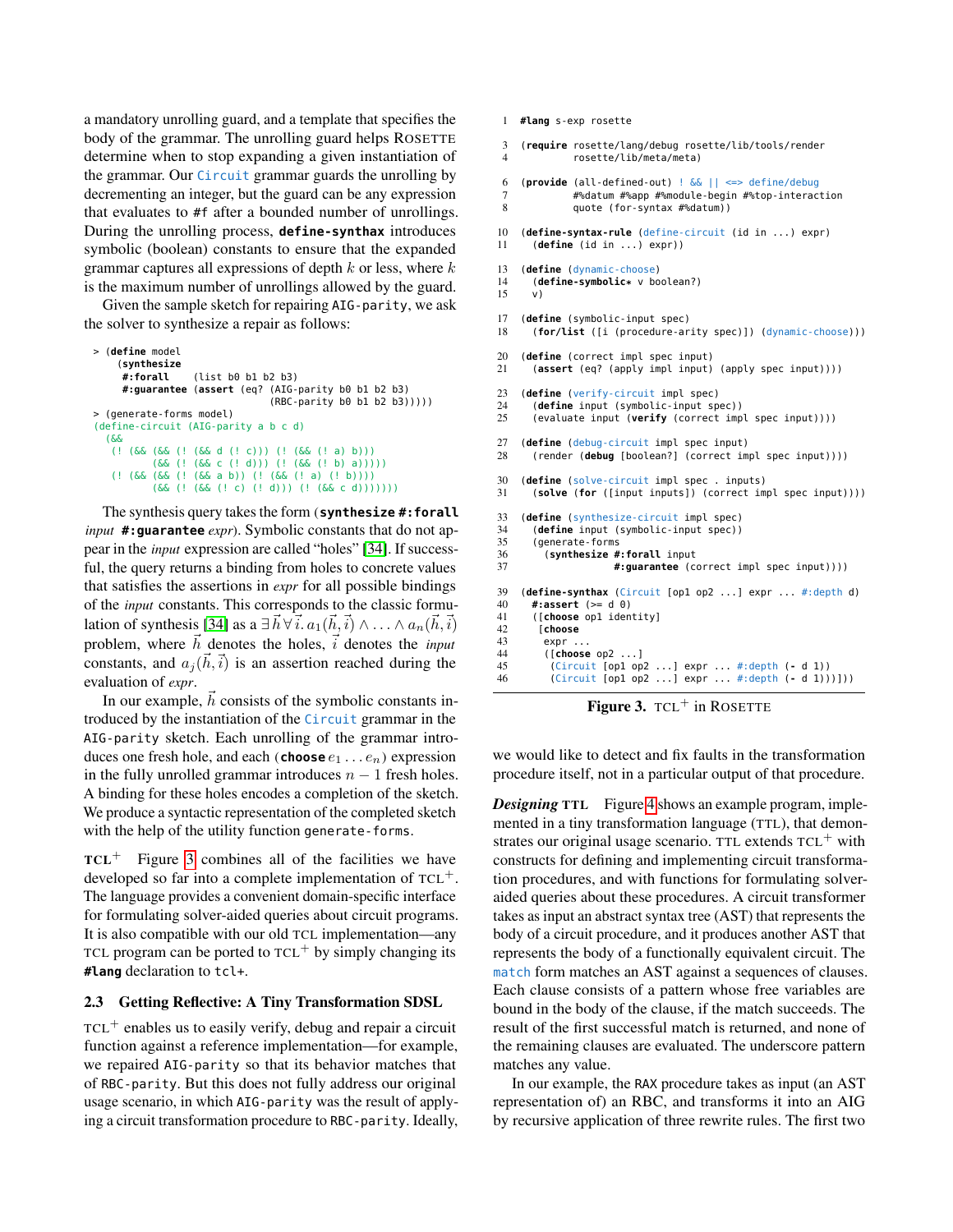a mandatory unrolling guard, and a template that specifies the body of the grammar. The unrolling guard helps ROSETTE determine when to stop expanding a given instantiation of the grammar. Our `Circuit` grammar guards the unrolling by decrementing an integer, but the guard can be any expression that evaluates to `#f` after a bounded number of unrollings. During the unrolling process, **`define-synthax`** introduces symbolic (boolean) constants to ensure that the expanded grammar captures all expressions of depth $k$ or less, where $k$ is the maximum number of unrollings allowed by the guard.

Given the sample sketch for repairing `AIG-parity`, we ask the solver to synthesize a repair as follows:

```
> (define model
    (synthesize
     #:forall    (list b0 b1 b2 b3)
     #:guarantee (assert (eq? (AIG-parity b0 b1 b2 b3)
                              (RBC-parity b0 b1 b2 b3)))))
> (generate-forms model)
(define-circuit (AIG-parity a b c d)
  (&&
   (! (&& (&& (! (&& d (! c))) (! (&& (! a) b)))
          (&& (! (&& c (! d))) (! (&& (! b) a)))))
   (! (&& (&& (! (&& a b)) (! (&& (! a) (! b))))
          (&& (! (&& (! c) (! d))) (! (&& c d)))))))
```

The synthesis query takes the form (**`synthesize #:forall`** *input* **`#:guarantee`** *expr*). Symbolic constants that do not appear in the *input* expression are called "holes" [34]. If successful, the query returns a binding from holes to concrete values that satisfies the assertions in *expr* for all possible bindings of the *input* constants. This corresponds to the classic formulation of synthesis [34] as a $\exists \vec{h} \, \forall \vec{i}. \, a_1(\vec{h}, \vec{i}) \wedge \ldots \wedge a_n(\vec{h}, \vec{i})$ problem, where $\vec{h}$ denotes the holes, $\vec{i}$ denotes the *input* constants, and $a_j(\vec{h}, \vec{i})$ is an assertion reached during the evaluation of *expr*.

In our example, $\vec{h}$ consists of the symbolic constants introduced by the instantiation of the `Circuit` grammar in the `AIG-parity` sketch. Each unrolling of the grammar introduces one fresh hole, and each (**`choose`** $e_1 \ldots e_n$) expression in the fully unrolled grammar introduces $n - 1$ fresh holes. A binding for these holes encodes a completion of the sketch. We produce a syntactic representation of the completed sketch with the help of the utility function `generate-forms`.

**TCL$^+$** Figure 3 combines all of the facilities we have developed so far into a complete implementation of TCL$^+$. The language provides a convenient domain-specific interface for formulating solver-aided queries about circuit programs. It is also compatible with our old TCL implementation—any TCL program can be ported to TCL$^+$ by simply changing its **`#lang`** declaration to `tcl+`.

### 2.3 Getting Reflective: A Tiny Transformation SDSL

TCL$^+$ enables us to easily verify, debug and repair a circuit function against a reference implementation—for example, we repaired `AIG-parity` so that its behavior matches that of `RBC-parity`. But this does not fully address our original usage scenario, in which `AIG-parity` was the result of applying a circuit transformation procedure to `RBC-parity`. Ideally, we would like to detect and fix faults in the transformation procedure itself, not in a particular output of that procedure.

```
1  #lang s-exp rosette

3  (require rosette/lang/debug rosette/lib/tools/render
4           rosette/lib/meta/meta)

6  (provide (all-defined-out) ! && || <=> define/debug
7           #%datum #%app #%module-begin #%top-interaction
8           quote (for-syntax #%datum))

10 (define-syntax-rule (define-circuit (id in ...) expr)
11   (define (id in ...) expr))

13 (define (dynamic-choose)
14   (define-symbolic* v boolean?)
15   v)

17 (define (symbolic-input spec)
18   (for/list ([i (procedure-arity spec)]) (dynamic-choose)))

20 (define (correct impl spec input)
21   (assert (eq? (apply impl input) (apply spec input))))

23 (define (verify-circuit impl spec)
24   (define input (symbolic-input spec))
25   (evaluate input (verify (correct impl spec input))))

27 (define (debug-circuit impl spec input)
28   (render (debug [boolean?] (correct impl spec input))))

30 (define (solve-circuit impl spec . inputs)
31   (solve (for ([input inputs]) (correct impl spec input))))

33 (define (synthesize-circuit impl spec)
34   (define input (symbolic-input spec))
35   (generate-forms
36     (synthesize #:forall input
37                 #:guarantee (correct impl spec input))))

39 (define-synthax (Circuit [op1 op2 ...] expr ... #:depth d)
40   #:assert (>= d 0)
41   ([choose op1 identity]
42    [choose
43     expr ...
44     ([choose op2 ...]
45      (Circuit [op1 op2 ...] expr ... #:depth (- d 1))
46      (Circuit [op1 op2 ...] expr ... #:depth (- d 1)))]))
```

**Figure 3.** TCL$^+$ in ROSETTE

***Designing*** **TTL** Figure 4 shows an example program, implemented in a tiny transformation language (TTL), that demonstrates our original usage scenario. TTL extends TCL$^+$ with constructs for defining and implementing circuit transformation procedures, and with functions for formulating solver-aided queries about these procedures. A circuit transformer takes as input an abstract syntax tree (AST) that represents the body of a circuit procedure, and it produces another AST that represents the body of a functionally equivalent circuit. The `match` form matches an AST against a sequences of clauses. Each clause consists of a pattern whose free variables are bound in the body of the clause, if the match succeeds. The result of the first successful match is returned, and none of the remaining clauses are evaluated. The underscore pattern matches any value.

In our example, the `RAX` procedure takes as input (an AST representation of) an RBC, and transforms it into an AIG by recursive application of three rewrite rules. The first two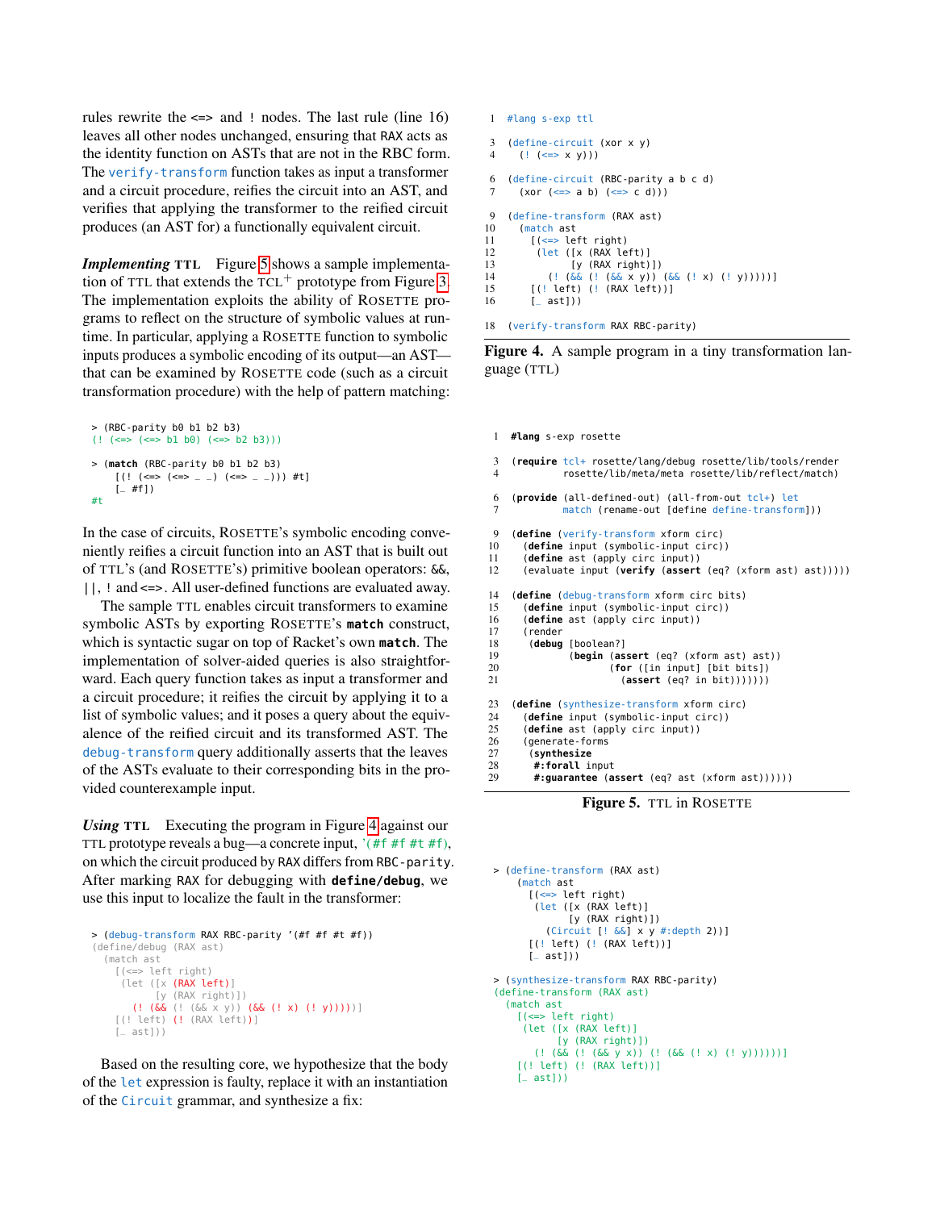rules rewrite the `<=>` and `!` nodes. The last rule (line 16) leaves all other nodes unchanged, ensuring that `RAX` acts as the identity function on ASTs that are not in the RBC form. The `verify-transform` function takes as input a transformer and a circuit procedure, reifies the circuit into an AST, and verifies that applying the transformer to the reified circuit produces (an AST for) a functionally equivalent circuit.

***Implementing* TTL** Figure 5 shows a sample implementation of TTL that extends the TCL$^+$ prototype from Figure 3. The implementation exploits the ability of ROSETTE programs to reflect on the structure of symbolic values at runtime. In particular, applying a ROSETTE function to symbolic inputs produces a symbolic encoding of its output—an AST—that can be examined by ROSETTE code (such as a circuit transformation procedure) with the help of pattern matching:

```
> (RBC-parity b0 b1 b2 b3)
(! (<=> (<=> b1 b0) (<=> b2 b3)))

> (match (RBC-parity b0 b1 b2 b3)
    [(! (<=> (<=> _ _) (<=> _ _))) #t]
    [_ #f])
#t
```

In the case of circuits, ROSETTE's symbolic encoding conveniently reifies a circuit function into an AST that is built out of TTL's (and ROSETTE's) primitive boolean operators: `&&`, `||`, `!` and `<=>`. All user-defined functions are evaluated away.

The sample TTL enables circuit transformers to examine symbolic ASTs by exporting ROSETTE's **`match`** construct, which is syntactic sugar on top of Racket's own **`match`**. The implementation of solver-aided queries is also straightforward. Each query function takes as input a transformer and a circuit procedure; it reifies the circuit by applying it to a list of symbolic values; and it poses a query about the equivalence of the reified circuit and its transformed AST. The `debug-transform` query additionally asserts that the leaves of the ASTs evaluate to their corresponding bits in the provided counterexample input.

***Using* TTL** Executing the program in Figure 4 against our TTL prototype reveals a bug—a concrete input, `'(#f #f #t #f)`, on which the circuit produced by `RAX` differs from `RBC-parity`. After marking `RAX` for debugging with **`define/debug`**, we use this input to localize the fault in the transformer:

```
> (debug-transform RAX RBC-parity '(#f #f #t #f))
(define/debug (RAX ast)
  (match ast
    [(<=> left right)
     (let ([x (RAX left)]
           [y (RAX right)])
       (! (&& (! (&& x y)) (&& (! x) (! y)))))]
    [(! left) (! (RAX left))]
    [_ ast]))
```

Based on the resulting core, we hypothesize that the body of the `let` expression is faulty, replace it with an instantiation of the `Circuit` grammar, and synthesize a fix:

```
1  #lang s-exp ttl

3  (define-circuit (xor x y)
4    (! (<=> x y)))

6  (define-circuit (RBC-parity a b c d)
7    (xor (<=> a b) (<=> c d)))

9  (define-transform (RAX ast)
10   (match ast
11     [(<=> left right)
12      (let ([x (RAX left)]
13            [y (RAX right)])
14        (! (&& (! (&& x y)) (&& (! x) (! y)))))]
15     [(! left) (! (RAX left))]
16     [_ ast]))

18 (verify-transform RAX RBC-parity)
```

**Figure 4.** A sample program in a tiny transformation language (TTL)

```
1  #lang s-exp rosette

3  (require tcl+ rosette/lang/debug rosette/lib/tools/render
4           rosette/lib/meta/meta rosette/lib/reflect/match)

6  (provide (all-defined-out) (all-from-out tcl+) let
7           match (rename-out [define define-transform]))

9  (define (verify-transform xform circ)
10   (define input (symbolic-input circ))
11   (define ast (apply circ input))
12   (evaluate input (verify (assert (eq? (xform ast) ast)))))

14 (define (debug-transform xform circ bits)
15   (define input (symbolic-input circ))
16   (define ast (apply circ input))
17   (render
18    (debug [boolean?]
19           (begin (assert (eq? (xform ast) ast))
20                  (for ([in input] [bit bits])
21                    (assert (eq? in bit)))))))

23 (define (synthesize-transform xform circ)
24   (define input (symbolic-input circ))
25   (define ast (apply circ input))
26   (generate-forms
27    (synthesize
28     #:forall input
29     #:guarantee (assert (eq? ast (xform ast))))))
```

**Figure 5.** TTL in ROSETTE

```
> (define-transform (RAX ast)
    (match ast
      [(<=> left right)
       (let ([x (RAX left)]
             [y (RAX right)])
         (Circuit [! &&] x y #:depth 2))]
      [(! left) (! (RAX left))]
      [_ ast]))

> (synthesize-transform RAX RBC-parity)
(define-transform (RAX ast)
  (match ast
    [(<=> left right)
     (let ([x (RAX left)]
           [y (RAX right)])
       (! (&& (! (&& y x)) (! (&& (! x) (! y))))))]
    [(! left) (! (RAX left))]
    [_ ast]))
```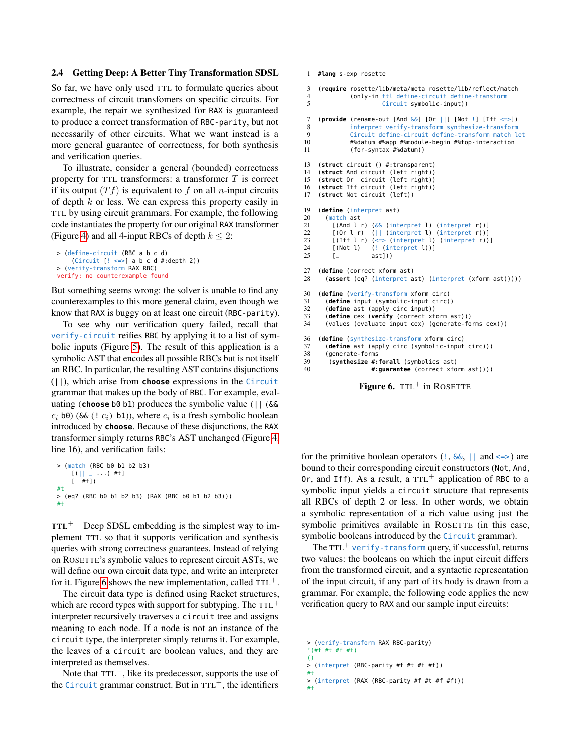### 2.4 Getting Deep: A Better Tiny Transformation SDSL

So far, we have only used TTL to formulate queries about correctness of circuit transfomers on specific circuits. For example, the repair we synthesized for RAX is guaranteed to produce a correct transformation of RBC-parity, but not necessarily of other circuits. What we want instead is a more general guarantee of correctness, for both synthesis and verification queries.

To illustrate, consider a general (bounded) correctness property for TTL transformers: a transformer $T$ is correct if its output $(T\, f)$ is equivalent to $f$ on all $n$-input circuits of depth $k$ or less. We can express this property easily in TTL by using circuit grammars. For example, the following code instantiates the property for our original RAX transformer (Figure 4) and all 4-input RBCs of depth $k \leq 2$:

```
> (define-circuit (RBC a b c d)
    (Circuit [! <=>] a b c d #:depth 2))
> (verify-transform RAX RBC)
verify: no counterexample found
```

But something seems wrong: the solver is unable to find any counterexamples to this more general claim, even though we know that RAX is buggy on at least one circuit (RBC-parity).

To see why our verification query failed, recall that verify-circuit reifies RBC by applying it to a list of symbolic inputs (Figure 5). The result of this application is a symbolic AST that encodes all possible RBCs but is not itself an RBC. In particular, the resulting AST contains disjunctions (||), which arise from **choose** expressions in the Circuit grammar that makes up the body of RBC. For example, evaluating (**choose** b0 b1) produces the symbolic value (|| (&& $c_i$ b0) (&& (! $c_i$) b1)), where $c_i$ is a fresh symbolic boolean introduced by **choose**. Because of these disjunctions, the RAX transformer simply returns RBC's AST unchanged (Figure 4 line 16), and verification fails:

```
> (match (RBC b0 b1 b2 b3)
    [(|| _ ...) #t]
    [_ #f])
#t
> (eq? (RBC b0 b1 b2 b3) (RAX (RBC b0 b1 b2 b3)))
#t
```

**TTL$^+$** Deep SDSL embedding is the simplest way to implement TTL so that it supports verification and synthesis queries with strong correctness guarantees. Instead of relying on ROSETTE's symbolic values to represent circuit ASTs, we will define our own circuit data type, and write an interpreter for it. Figure 6 shows the new implementation, called TTL$^+$.

The circuit data type is defined using Racket structures, which are record types with support for subtyping. The TTL$^+$ interpreter recursively traverses a circuit tree and assigns meaning to each node. If a node is not an instance of the circuit type, the interpreter simply returns it. For example, the leaves of a circuit are boolean values, and they are interpreted as themselves.

Note that TTL$^+$, like its predecessor, supports the use of the Circuit grammar construct. But in TTL$^+$, the identifiers

```
1  #lang s-exp rosette

3  (require rosette/lib/meta/meta rosette/lib/reflect/match
4           (only-in ttl define-circuit define-transform
5                    Circuit symbolic-input))

7  (provide (rename-out [And &&] [Or ||] [Not !] [Iff <=>])
8           interpret verify-transform synthesize-transform
9           Circuit define-circuit define-transform match let
10          #%datum #%app #%module-begin #%top-interaction
11          (for-syntax #%datum))

13 (struct circuit () #:transparent)
14 (struct And circuit (left right))
15 (struct Or  circuit (left right))
16 (struct Iff circuit (left right))
17 (struct Not circuit (left))

19 (define (interpret ast)
20   (match ast
21     [(And l r) (&& (interpret l) (interpret r))]
22     [(Or l r)  (|| (interpret l) (interpret r))]
23     [(Iff l r) (<=> (interpret l) (interpret r))]
24     [(Not l)   (! (interpret l))]
25     [_         ast]))

27 (define (correct xform ast)
28   (assert (eq? (interpret ast) (interpret (xform ast)))))

30 (define (verify-transform xform circ)
31   (define input (symbolic-input circ))
32   (define ast (apply circ input))
33   (define cex (verify (correct xform ast)))
34   (values (evaluate input cex) (generate-forms cex)))

36 (define (synthesize-transform xform circ)
37   (define ast (apply circ (symbolic-input circ)))
38   (generate-forms
39    (synthesize #:forall (symbolics ast)
40                #:guarantee (correct xform ast))))
```

**Figure 6.** TTL$^+$ in ROSETTE

for the primitive boolean operators (!, &&, || and <=>) are bound to their corresponding circuit constructors (Not, And, Or, and Iff). As a result, a TTL$^+$ application of RBC to a symbolic input yields a circuit structure that represents all RBCs of depth 2 or less. In other words, we obtain a symbolic representation of a rich value using just the symbolic primitives available in ROSETTE (in this case, symbolic booleans introduced by the Circuit grammar).

The TTL$^+$ verify-transform query, if successful, returns two values: the booleans on which the input circuit differs from the transformed circuit, and a syntactic representation of the input circuit, if any part of its body is drawn from a grammar. For example, the following code applies the new verification query to RAX and our sample input circuits:

```
> (verify-transform RAX RBC-parity)
'(#f #t #f #f)
()
> (interpret (RBC-parity #f #t #f #f))
#t
> (interpret (RAX (RBC-parity #f #t #f #f)))
#f
```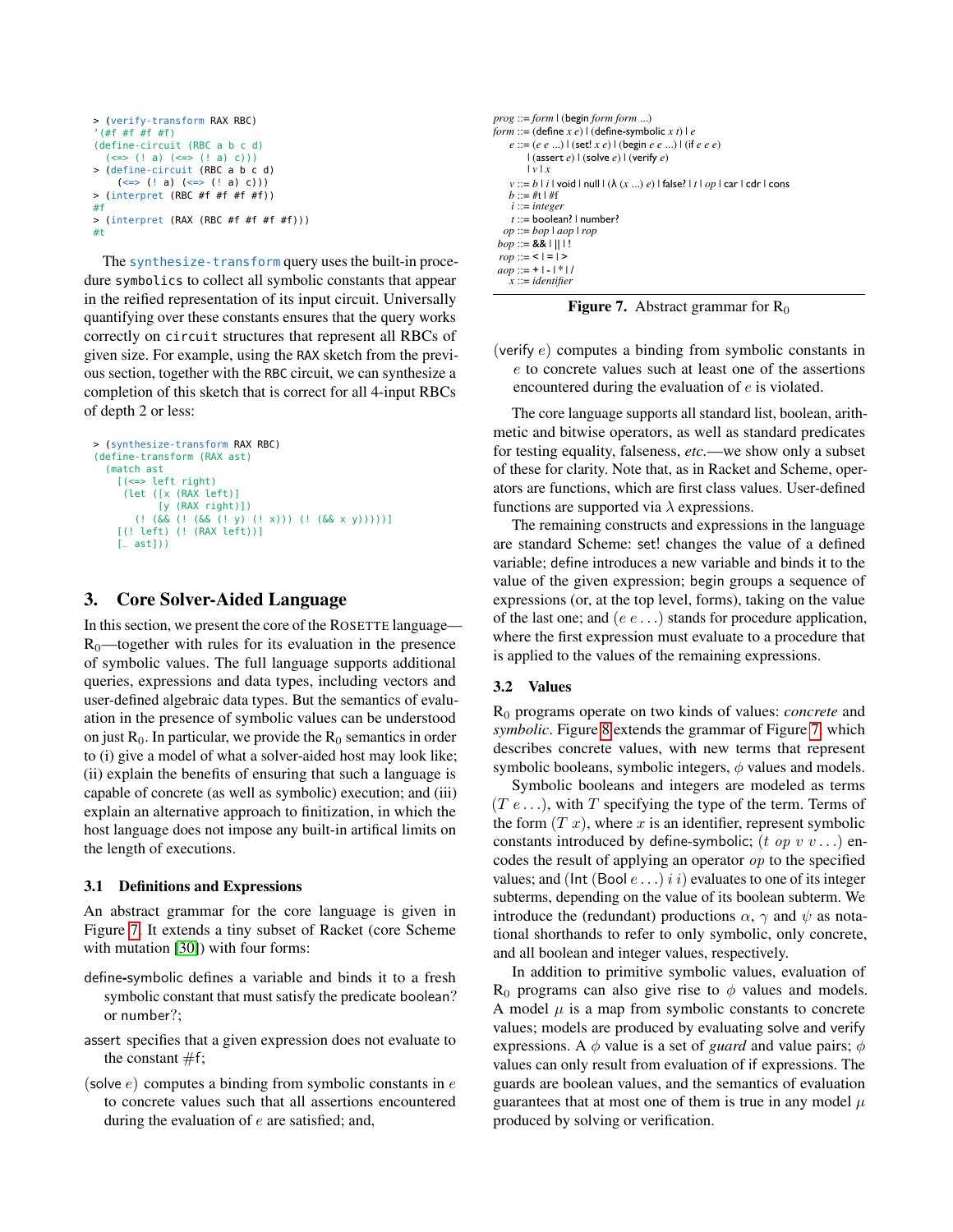```
> (verify-transform RAX RBC)
'(#f #f #f #f)
(define-circuit (RBC a b c d)
  (<=> (! a) (<=> (! a) c)))
> (define-circuit (RBC a b c d)
    (<=> (! a) (<=> (! a) c)))
> (interpret (RBC #f #f #f #f))
#f
> (interpret (RAX (RBC #f #f #f #f)))
#t
```

The `synthesize-transform` query uses the built-in procedure `symbolics` to collect all symbolic constants that appear in the reified representation of its input circuit. Universally quantifying over these constants ensures that the query works correctly on `circuit` structures that represent all RBCs of given size. For example, using the `RAX` sketch from the previous section, together with the `RBC` circuit, we can synthesize a completion of this sketch that is correct for all 4-input RBCs of depth 2 or less:

```
> (synthesize-transform RAX RBC)
(define-transform (RAX ast)
  (match ast
    [(<=> left right)
     (let ([x (RAX left)]
           [y (RAX right)])
       (! (&& (! (&& (! y) (! x))) (! (&& x y)))))]
    [(! left) (! (RAX left))]
    [_ ast]))
```

## 3. Core Solver-Aided Language

In this section, we present the core of the ROSETTE language—$R_0$—together with rules for its evaluation in the presence of symbolic values. The full language supports additional queries, expressions and data types, including vectors and user-defined algebraic data types. But the semantics of evaluation in the presence of symbolic values can be understood on just $R_0$. In particular, we provide the $R_0$ semantics in order to (i) give a model of what a solver-aided host may look like; (ii) explain the benefits of ensuring that such a language is capable of concrete (as well as symbolic) execution; and (iii) explain an alternative approach to finitization, in which the host language does not impose any built-in artifical limits on the length of executions.

### 3.1 Definitions and Expressions

An abstract grammar for the core language is given in Figure 7. It extends a tiny subset of Racket (core Scheme with mutation [30]) with four forms:

define-symbolic defines a variable and binds it to a fresh symbolic constant that must satisfy the predicate boolean? or number?;

assert specifies that a given expression does not evaluate to the constant #f;

(solve $e$) computes a binding from symbolic constants in $e$ to concrete values such that all assertions encountered during the evaluation of $e$ are satisfied; and,

(verify $e$) computes a binding from symbolic constants in $e$ to concrete values such at least one of the assertions encountered during the evaluation of $e$ is violated.

```
prog ::= form | (begin form form ...)
form ::= (define x e) | (define-symbolic x t) | e
   e ::= (e e ...) | (set! x e) | (begin e e ...) | (if e e e)
       | (assert e) | (solve e) | (verify e)
       | v | x
   v ::= b | i | void | null | (λ (x ...) e) | false? | t | op | car | cdr | cons
   b ::= #t | #f
   i ::= integer
   t ::= boolean? | number?
  op ::= bop | aop | rop
 bop ::= && | || | !
 rop ::= < | = | >
 aop ::= + | - | * | /
   x ::= identifier
```

**Figure 7.** Abstract grammar for $R_0$

The core language supports all standard list, boolean, arithmetic and bitwise operators, as well as standard predicates for testing equality, falseness, *etc.*—we show only a subset of these for clarity. Note that, as in Racket and Scheme, operators are functions, which are first class values. User-defined functions are supported via $\lambda$ expressions.

The remaining constructs and expressions in the language are standard Scheme: set! changes the value of a defined variable; define introduces a new variable and binds it to the value of the given expression; begin groups a sequence of expressions (or, at the top level, forms), taking on the value of the last one; and $(e\ e \ldots)$ stands for procedure application, where the first expression must evaluate to a procedure that is applied to the values of the remaining expressions.

### 3.2 Values

$R_0$ programs operate on two kinds of values: *concrete* and *symbolic*. Figure 8 extends the grammar of Figure 7, which describes concrete values, with new terms that represent symbolic booleans, symbolic integers, $\phi$ values and models.

Symbolic booleans and integers are modeled as terms $(T\ e \ldots)$, with $T$ specifying the type of the term. Terms of the form $(T\ x)$, where $x$ is an identifier, represent symbolic constants introduced by define-symbolic; $(t\ op\ v\ v \ldots)$ encodes the result of applying an operator $op$ to the specified values; and (Int (Bool $e \ldots$) $i\ i$) evaluates to one of its integer subterms, depending on the value of its boolean subterm. We introduce the (redundant) productions $\alpha$, $\gamma$ and $\psi$ as notational shorthands to refer to only symbolic, only concrete, and all boolean and integer values, respectively.

In addition to primitive symbolic values, evaluation of $R_0$ programs can also give rise to $\phi$ values and models. A model $\mu$ is a map from symbolic constants to concrete values; models are produced by evaluating solve and verify expressions. A $\phi$ value is a set of *guard* and value pairs; $\phi$ values can only result from evaluation of if expressions. The guards are boolean values, and the semantics of evaluation guarantees that at most one of them is true in any model $\mu$ produced by solving or verification.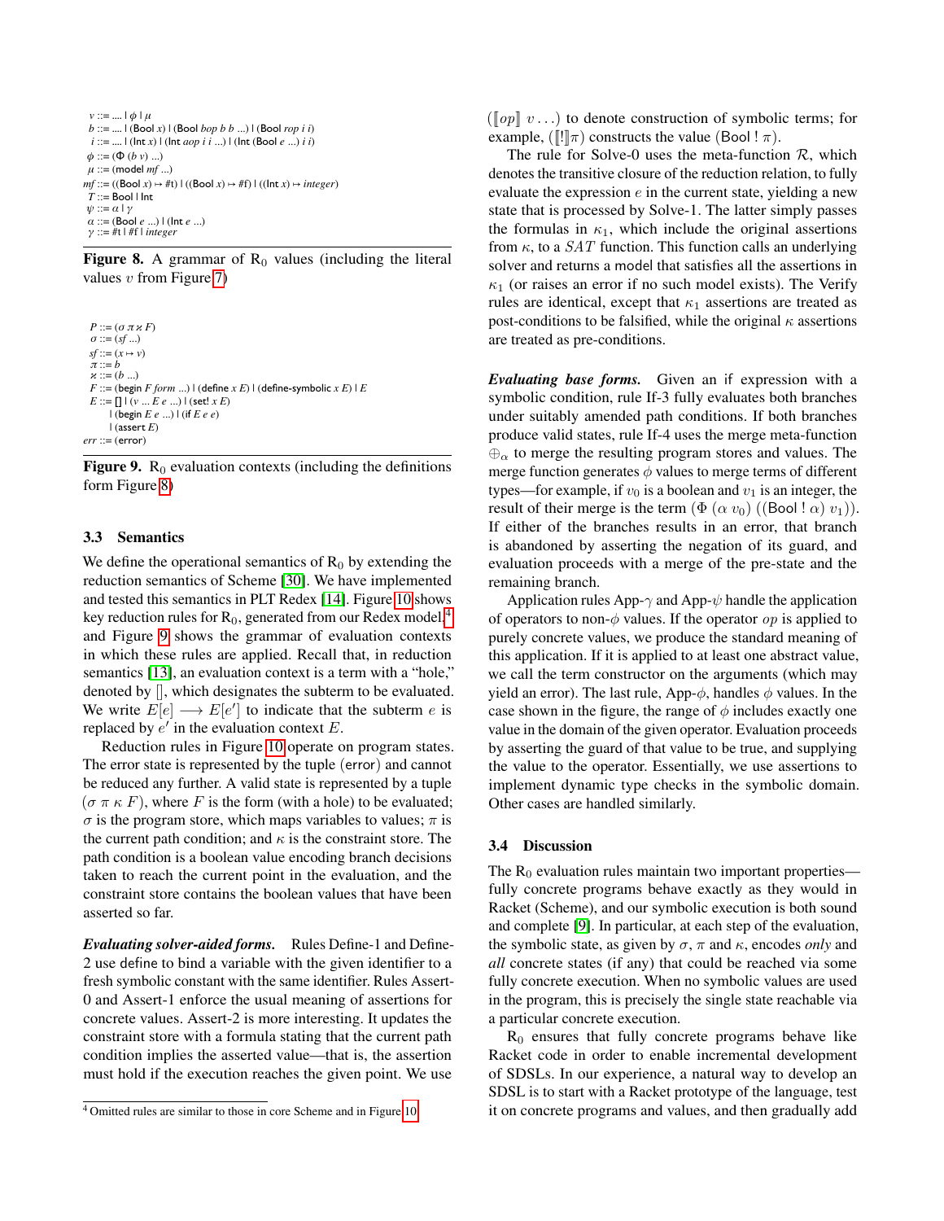```
v ::= .... | φ | μ
b ::= .... | (Bool x) | (Bool bop b b ...) | (Bool rop i i)
i ::= .... | (Int x) | (Int aop i i ...) | (Int (Bool e ...) i i)
φ ::= (Φ (b v) ...)
μ ::= (model mf ...)
mf ::= ((Bool x) ↦ #t) | ((Bool x) ↦ #f) | ((Int x) ↦ integer)
T ::= Bool | Int
ψ ::= α | γ
α ::= (Bool e ...) | (Int e ...)
γ ::= #t | #f | integer
```

**Figure 8.** A grammar of $\mathrm{R}_0$ values (including the literal values $v$ from Figure 7)

```
P ::= (σ π κ F)
σ ::= (sf ...)
sf ::= (x ↦ v)
π ::= b
κ ::= (b ...)
F ::= (begin F form ...) | (define x E) | (define-symbolic x E) | E
E ::= [] | (v ... E e ...) | (set! x E)
    | (begin E e ...) | (if E e e)
    | (assert E)
err ::= (error)
```

**Figure 9.** $\mathrm{R}_0$ evaluation contexts (including the definitions form Figure 8)

### 3.3 Semantics

We define the operational semantics of $\mathrm{R}_0$ by extending the reduction semantics of Scheme [30]. We have implemented and tested this semantics in PLT Redex [14]. Figure 10 shows key reduction rules for $\mathrm{R}_0$, generated from our Redex model.[4] and Figure 9 shows the grammar of evaluation contexts in which these rules are applied. Recall that, in reduction semantics [13], an evaluation context is a term with a "hole," denoted by [], which designates the subterm to be evaluated. We write $E[e] \longrightarrow E[e']$ to indicate that the subterm $e$ is replaced by $e'$ in the evaluation context $E$.

Reduction rules in Figure 10 operate on program states. The error state is represented by the tuple (error) and cannot be reduced any further. A valid state is represented by a tuple $(\sigma\ \pi\ \kappa\ F)$, where $F$ is the form (with a hole) to be evaluated; $\sigma$ is the program store, which maps variables to values; $\pi$ is the current path condition; and $\kappa$ is the constraint store. The path condition is a boolean value encoding branch decisions taken to reach the current point in the evaluation, and the constraint store contains the boolean values that have been asserted so far.

***Evaluating solver-aided forms.*** Rules Define-1 and Define-2 use define to bind a variable with the given identifier to a fresh symbolic constant with the same identifier. Rules Assert-0 and Assert-1 enforce the usual meaning of assertions for concrete values. Assert-2 is more interesting. It updates the constraint store with a formula stating that the current path condition implies the asserted value—that is, the assertion must hold if the execution reaches the given point. We use $(\llbracket op \rrbracket\ v \ldots)$ to denote construction of symbolic terms; for example, $(\llbracket ! \rrbracket \pi)$ constructs the value (Bool ! $\pi$).

The rule for Solve-0 uses the meta-function $\mathcal{R}$, which denotes the transitive closure of the reduction relation, to fully evaluate the expression $e$ in the current state, yielding a new state that is processed by Solve-1. The latter simply passes the formulas in $\kappa_1$, which include the original assertions from $\kappa$, to a $SAT$ function. This function calls an underlying solver and returns a model that satisfies all the assertions in $\kappa_1$ (or raises an error if no such model exists). The Verify rules are identical, except that $\kappa_1$ assertions are treated as post-conditions to be falsified, while the original $\kappa$ assertions are treated as pre-conditions.

***Evaluating base forms.*** Given an if expression with a symbolic condition, rule If-3 fully evaluates both branches under suitably amended path conditions. If both branches produce valid states, rule If-4 uses the merge meta-function $\oplus_\alpha$ to merge the resulting program stores and values. The merge function generates $\phi$ values to merge terms of different types—for example, if $v_0$ is a boolean and $v_1$ is an integer, the result of their merge is the term $(\Phi\ (\alpha\ v_0)\ ((\text{Bool}\ !\ \alpha)\ v_1))$. If either of the branches results in an error, that branch is abandoned by asserting the negation of its guard, and evaluation proceeds with a merge of the pre-state and the remaining branch.

Application rules App-$\gamma$ and App-$\psi$ handle the application of operators to non-$\phi$ values. If the operator $op$ is applied to purely concrete values, we produce the standard meaning of this application. If it is applied to at least one abstract value, we call the term constructor on the arguments (which may yield an error). The last rule, App-$\phi$, handles $\phi$ values. In the case shown in the figure, the range of $\phi$ includes exactly one value in the domain of the given operator. Evaluation proceeds by asserting the guard of that value to be true, and supplying the value to the operator. Essentially, we use assertions to implement dynamic type checks in the symbolic domain. Other cases are handled similarly.

### 3.4 Discussion

The $\mathrm{R}_0$ evaluation rules maintain two important properties—fully concrete programs behave exactly as they would in Racket (Scheme), and our symbolic execution is both sound and complete [9]. In particular, at each step of the evaluation, the symbolic state, as given by $\sigma$, $\pi$ and $\kappa$, encodes *only* and *all* concrete states (if any) that could be reached via some fully concrete execution. When no symbolic values are used in the program, this is precisely the single state reachable via a particular concrete execution.

$\mathrm{R}_0$ ensures that fully concrete programs behave like Racket code in order to enable incremental development of SDSLs. In our experience, a natural way to develop an SDSL is to start with a Racket prototype of the language, test it on concrete programs and values, and then gradually add

[4] Omitted rules are similar to those in core Scheme and in Figure 10.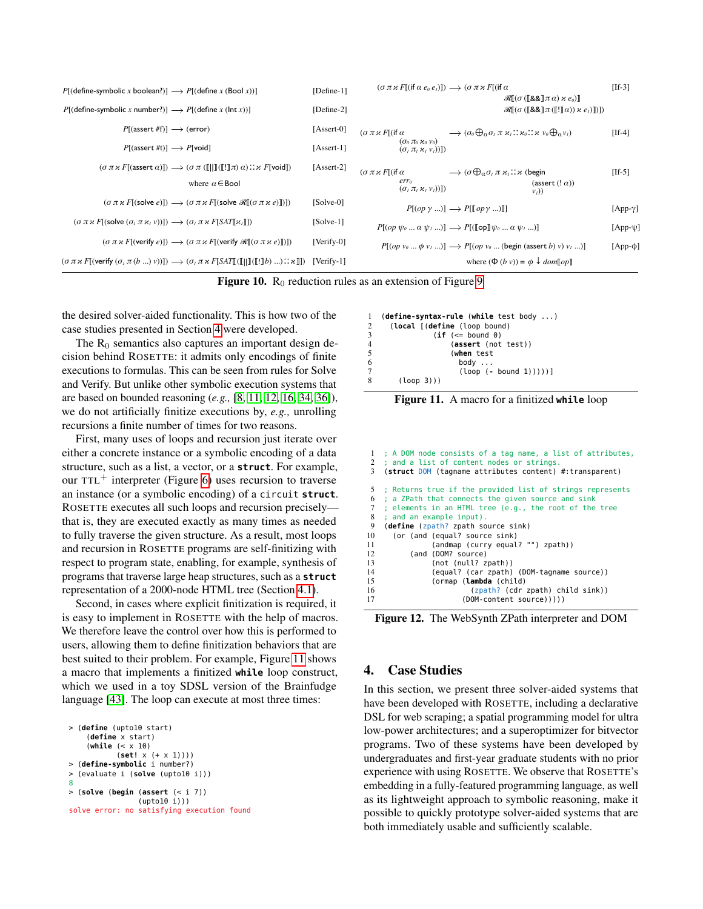$$P[(\text{define-symbolic } x \text{ boolean?})] \longrightarrow P[(\text{define } x\ (\text{Bool } x))] \qquad \text{[Define-1]}$$

$$P[(\text{define-symbolic } x \text{ number?})] \longrightarrow P[(\text{define } x\ (\text{Int } x))] \qquad \text{[Define-2]}$$

$$P[(\text{assert \#f})] \longrightarrow (\text{error}) \qquad \text{[Assert-0]}$$

$$P[(\text{assert \#t})] \longrightarrow P[\text{void}] \qquad \text{[Assert-1]}$$

$$(\sigma\ \pi\ \varkappa\ F[(\text{assert } \alpha)]) \longrightarrow (\sigma\ \pi\ ([\![||]\!]([\![!]\!]\pi)\ \alpha) :: \varkappa\ F[\text{void}]) \quad \text{where } \alpha \in \text{Bool} \qquad \text{[Assert-2]}$$

$$(\sigma\ \pi\ \varkappa\ F[(\text{solve } e)]) \longrightarrow (\sigma\ \pi\ \varkappa\ F[(\text{solve } \mathscr{R}[\![(\sigma\ \pi\ \varkappa\ e)]\!])]) \qquad \text{[Solve-0]}$$

$$(\sigma\ \pi\ \varkappa\ F[(\text{solve } (\sigma_I\ \pi\ \varkappa_I\ v))]) \longrightarrow (\sigma_I\ \pi\ \varkappa\ F[SAT[\![\varkappa_I]\!]]) \qquad \text{[Solve-1]}$$

$$(\sigma\ \pi\ \varkappa\ F[(\text{verify } e)]) \longrightarrow (\sigma\ \pi\ \varkappa\ F[(\text{verify } \mathscr{R}[\![(\sigma\ \pi\ \varkappa\ e)]\!])]) \qquad \text{[Verify-0]}$$

$$(\sigma\ \pi\ \varkappa\ F[(\text{verify } (\sigma_I\ \pi\ (b\ \ldots)\ v))]) \longrightarrow (\sigma_I\ \pi\ \varkappa\ F[SAT[\![([\![||]\!]([\![!]\!]b)\ \ldots) :: \varkappa]\!]]) \qquad \text{[Verify-1]}$$

$$(\sigma\ \pi\ \varkappa\ F[(\text{if } \alpha\ e_0\ e_1)]) \longrightarrow (\sigma\ \pi\ \varkappa\ F[(\text{if } \alpha\ \mathscr{R}[\![(\sigma\ ([\![\&\&]\!]\ \pi\ \alpha)\ \varkappa\ e_0)]\!]\ \mathscr{R}[\![(\sigma\ ([\![\&\&]\!]\ \pi\ ([\![!]\!]\alpha))\ \varkappa\ e_1)]\!])]) \qquad \text{[If-3]}$$

$$(\sigma\ \pi\ \varkappa\ F[(\text{if } \alpha\ (\sigma_0\ \pi_0\ \varkappa_0\ v_0)\ (\sigma_1\ \pi_1\ \varkappa_1\ v_1))]) \longrightarrow (\sigma_0 \oplus_\alpha \sigma_1\ \pi\ \varkappa_1 :: \varkappa_0 :: \varkappa\ v_0 \oplus_\alpha v_1) \qquad \text{[If-4]}$$

$$(\sigma\ \pi\ \varkappa\ F[(\text{if } \alpha\ err_0\ (\sigma_1\ \pi_1\ \varkappa_1\ v_1))]) \longrightarrow (\sigma \oplus_\alpha \sigma_1\ \pi\ \varkappa_1 :: \varkappa\ (\text{begin } (\text{assert } (!\ \alpha))\ v_1)) \qquad \text{[If-5]}$$

$$P[(op\ \gamma\ \ldots)] \longrightarrow P[[\![op\ \gamma\ \ldots]\!]] \qquad \text{[App-}\gamma\text{]}$$

$$P[(op\ \psi_0\ \ldots\ \alpha\ \psi_1\ \ldots)] \longrightarrow P[([\![op]\!]\ \psi_0\ \ldots\ \alpha\ \psi_1\ \ldots)] \qquad \text{[App-}\psi\text{]}$$

$$P[(op\ v_0\ \ldots\ \phi\ v_1\ \ldots)] \longrightarrow P[(op\ v_0\ \ldots\ (\text{begin } (\text{assert } b)\ v)\ v_1\ \ldots)] \quad \text{where } (\Phi\ (b\ v)) = \phi \downarrow dom[\![op]\!] \qquad \text{[App-}\phi\text{]}$$

**Figure 10.** $R_0$ reduction rules as an extension of Figure 9

the desired solver-aided functionality. This is how two of the case studies presented in Section 4 were developed.

The $R_0$ semantics also captures an important design decision behind ROSETTE: it admits only encodings of finite executions to formulas. This can be seen from rules for Solve and Verify. But unlike other symbolic execution systems that are based on bounded reasoning (*e.g.,* [8, 11, 12, 16, 34, 36]), we do not artificially finitize executions by, *e.g.,* unrolling recursions a finite number of times for two reasons.

First, many uses of loops and recursion just iterate over either a concrete instance or a symbolic encoding of a data structure, such as a list, a vector, or a **struct**. For example, our $\text{TTL}^+$ interpreter (Figure 6) uses recursion to traverse an instance (or a symbolic encoding) of a circuit **struct**. ROSETTE executes all such loops and recursion precisely—that is, they are executed exactly as many times as needed to fully traverse the given structure. As a result, most loops and recursion in ROSETTE programs are self-finitizing with respect to program state, enabling, for example, synthesis of programs that traverse large heap structures, such as a **struct** representation of a 2000-node HTML tree (Section 4.1).

Second, in cases where explicit finitization is required, it is easy to implement in ROSETTE with the help of macros. We therefore leave the control over how this is performed to users, allowing them to define finitization behaviors that are best suited to their problem. For example, Figure 11 shows a macro that implements a finitized **while** loop construct, which we used in a toy SDSL version of the Brainfudge language [43]. The loop can execute at most three times:

```
> (define (upto10 start)
    (define x start)
    (while (< x 10)
           (set! x (+ x 1))))
> (define-symbolic i number?)
> (evaluate i (solve (upto10 i)))
8
> (solve (begin (assert (< i 7))
                (upto10 i)))
solve error: no satisfying execution found
```

```
1  (define-syntax-rule (while test body ...)
2    (local [(define (loop bound)
3              (if (<= bound 0)
4                  (assert (not test))
5                  (when test
6                    body ...
7                    (loop (- bound 1)))))]
8      (loop 3)))
```

**Figure 11.** A macro for a finitized **while** loop

```
1  ; A DOM node consists of a tag name, a list of attributes,
2  ; and a list of content nodes or strings.
3  (struct DOM (tagname attributes content) #:transparent)

5  ; Returns true if the provided list of strings represents
6  ; a ZPath that connects the given source and sink
7  ; elements in an HTML tree (e.g., the root of the tree
8  ; and an example input).
9  (define (zpath? zpath source sink)
10   (or (and (equal? source sink)
11            (andmap (curry equal? "") zpath))
12       (and (DOM? source)
13            (not (null? zpath))
14            (equal? (car zpath) (DOM-tagname source))
15            (ormap (lambda (child)
16                     (zpath? (cdr zpath) child sink))
17                   (DOM-content source)))))
```

**Figure 12.** The WebSynth ZPath interpreter and DOM

## 4. Case Studies

In this section, we present three solver-aided systems that have been developed with ROSETTE, including a declarative DSL for web scraping; a spatial programming model for ultra low-power architectures; and a superoptimizer for bitvector programs. Two of these systems have been developed by undergraduates and first-year graduate students with no prior experience with using ROSETTE. We observe that ROSETTE's embedding in a fully-featured programming language, as well as its lightweight approach to symbolic reasoning, make it possible to quickly prototype solver-aided systems that are both immediately usable and sufficiently scalable.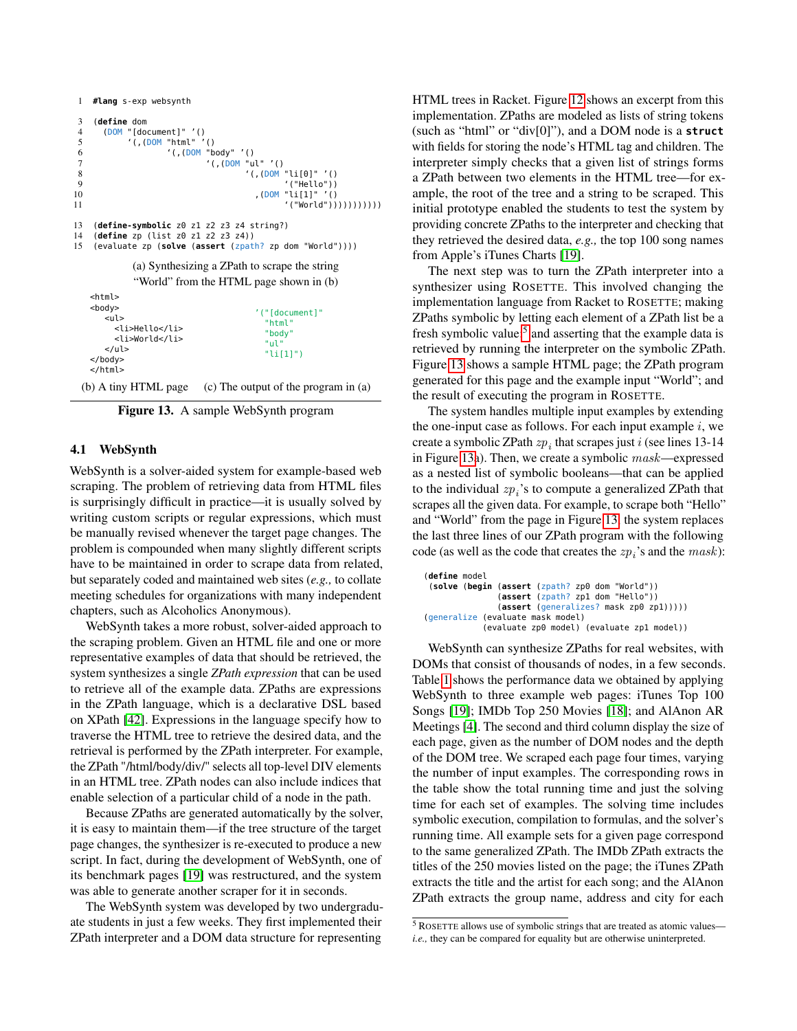```
1  #lang s-exp websynth

3  (define dom
4    (DOM "[document]" '()
5         '(,(DOM "html" '()
6                 '(,(DOM "body" '()
7                         '(,(DOM "ul" '()
8                                 '(,(DOM "li[0]" '()
9                                         '("Hello"))
10                                  ,(DOM "li[1]" '()
11                                        '("World")))))))))))

13 (define-symbolic z0 z1 z2 z3 z4 string?)
14 (define zp (list z0 z1 z2 z3 z4))
15 (evaluate zp (solve (assert (zpath? zp dom "World"))))
```

(a) Synthesizing a ZPath to scrape the string "World" from the HTML page shown in (b)

```
<html>
<body>
   <ul>
      <li>Hello</li>
      <li>World</li>
   </ul>
</body>
</html>
```

(b) A tiny HTML page

```
'("[document]"
  "html"
  "body"
  "ul"
  "li[1]")
```

(c) The output of the program in (a)

**Figure 13.** A sample WebSynth program

### 4.1 WebSynth

WebSynth is a solver-aided system for example-based web scraping. The problem of retrieving data from HTML files is surprisingly difficult in practice—it is usually solved by writing custom scripts or regular expressions, which must be manually revised whenever the target page changes. The problem is compounded when many slightly different scripts have to be maintained in order to scrape data from related, but separately coded and maintained web sites (*e.g.,* to collate meeting schedules for organizations with many independent chapters, such as Alcoholics Anonymous).

WebSynth takes a more robust, solver-aided approach to the scraping problem. Given an HTML file and one or more representative examples of data that should be retrieved, the system synthesizes a single *ZPath expression* that can be used to retrieve all of the example data. ZPaths are expressions in the ZPath language, which is a declarative DSL based on XPath [42]. Expressions in the language specify how to traverse the HTML tree to retrieve the desired data, and the retrieval is performed by the ZPath interpreter. For example, the ZPath "/html/body/div/" selects all top-level DIV elements in an HTML tree. ZPath nodes can also include indices that enable selection of a particular child of a node in the path.

Because ZPaths are generated automatically by the solver, it is easy to maintain them—if the tree structure of the target page changes, the synthesizer is re-executed to produce a new script. In fact, during the development of WebSynth, one of its benchmark pages [19] was restructured, and the system was able to generate another scraper for it in seconds.

The WebSynth system was developed by two undergraduate students in just a few weeks. They first implemented their ZPath interpreter and a DOM data structure for representing HTML trees in Racket. Figure 12 shows an excerpt from this implementation. ZPaths are modeled as lists of string tokens (such as "html" or "div[0]"), and a DOM node is a **struct** with fields for storing the node's HTML tag and children. The interpreter simply checks that a given list of strings forms a ZPath between two elements in the HTML tree—for example, the root of the tree and a string to be scraped. This initial prototype enabled the students to test the system by providing concrete ZPaths to the interpreter and checking that they retrieved the desired data, *e.g.,* the top 100 song names from Apple's iTunes Charts [19].

The next step was to turn the ZPath interpreter into a synthesizer using ROSETTE. This involved changing the implementation language from Racket to ROSETTE; making ZPaths symbolic by letting each element of a ZPath list be a fresh symbolic value[5] and asserting that the example data is retrieved by running the interpreter on the symbolic ZPath. Figure 13 shows a sample HTML page; the ZPath program generated for this page and the example input "World"; and the result of executing the program in ROSETTE.

The system handles multiple input examples by extending the one-input case as follows. For each input example $i$, we create a symbolic ZPath $zp_i$ that scrapes just $i$ (see lines 13-14 in Figure 13a). Then, we create a symbolic $mask$—expressed as a nested list of symbolic booleans—that can be applied to the individual $zp_i$'s to compute a generalized ZPath that scrapes all the given data. For example, to scrape both "Hello" and "World" from the page in Figure 13, the system replaces the last three lines of our ZPath program with the following code (as well as the code that creates the $zp_i$'s and the $mask$):

```
(define model
 (solve (begin (assert (zpath? zp0 dom "World"))
               (assert (zpath? zp1 dom "Hello"))
               (assert (generalizes? mask zp0 zp1)))))
(generalize (evaluate mask model)
            (evaluate zp0 model) (evaluate zp1 model))
```

WebSynth can synthesize ZPaths for real websites, with DOMs that consist of thousands of nodes, in a few seconds. Table 1 shows the performance data we obtained by applying WebSynth to three example web pages: iTunes Top 100 Songs [19]; IMDb Top 250 Movies [18]; and AlAnon AR Meetings [4]. The second and third column display the size of each page, given as the number of DOM nodes and the depth of the DOM tree. We scraped each page four times, varying the number of input examples. The corresponding rows in the table show the total running time and just the solving time for each set of examples. The solving time includes symbolic execution, compilation to formulas, and the solver's running time. All example sets for a given page correspond to the same generalized ZPath. The IMDb ZPath extracts the titles of the 250 movies listed on the page; the iTunes ZPath extracts the title and the artist for each song; and the AlAnon ZPath extracts the group name, address and city for each

[5] ROSETTE allows use of symbolic strings that are treated as atomic values—*i.e.,* they can be compared for equality but are otherwise uninterpreted.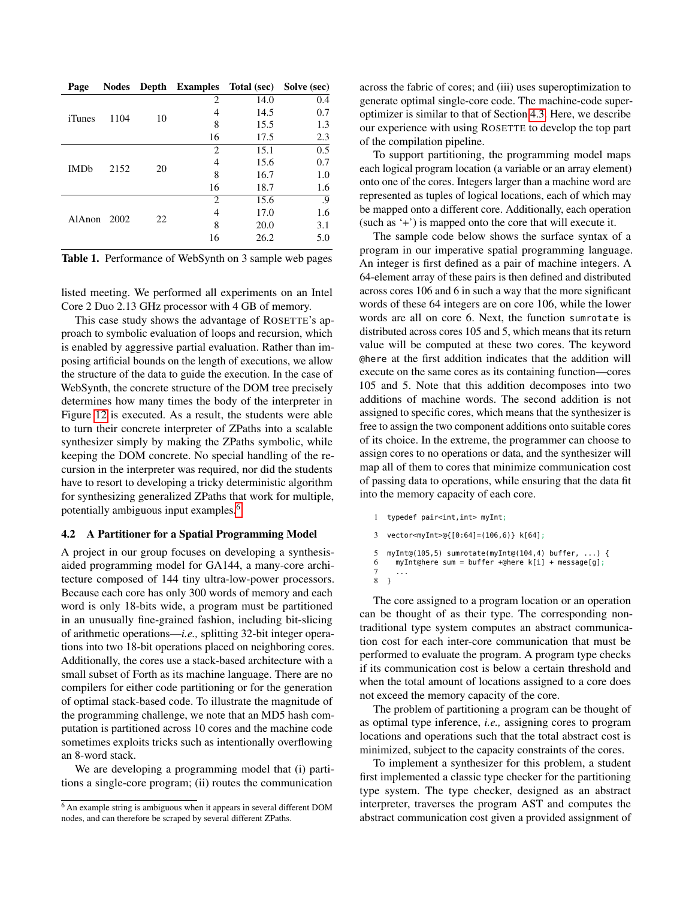| Page | Nodes | Depth | Examples | Total (sec) | Solve (sec) |
|---|---|---|---|---|---|
| iTunes | 1104 | 10 | 2 | 14.0 | 0.4 |
| | | | 4 | 14.5 | 0.7 |
| | | | 8 | 15.5 | 1.3 |
| | | | 16 | 17.5 | 2.3 |
| IMDb | 2152 | 20 | 2 | 15.1 | 0.5 |
| | | | 4 | 15.6 | 0.7 |
| | | | 8 | 16.7 | 1.0 |
| | | | 16 | 18.7 | 1.6 |
| AlAnon | 2002 | 22 | 2 | 15.6 | .9 |
| | | | 4 | 17.0 | 1.6 |
| | | | 8 | 20.0 | 3.1 |
| | | | 16 | 26.2 | 5.0 |

**Table 1.** Performance of WebSynth on 3 sample web pages

listed meeting. We performed all experiments on an Intel Core 2 Duo 2.13 GHz processor with 4 GB of memory.

This case study shows the advantage of ROSETTE's approach to symbolic evaluation of loops and recursion, which is enabled by aggressive partial evaluation. Rather than imposing artificial bounds on the length of executions, we allow the structure of the data to guide the execution. In the case of WebSynth, the concrete structure of the DOM tree precisely determines how many times the body of the interpreter in Figure 12 is executed. As a result, the students were able to turn their concrete interpreter of ZPaths into a scalable synthesizer simply by making the ZPaths symbolic, while keeping the DOM concrete. No special handling of the recursion in the interpreter was required, nor did the students have to resort to developing a tricky deterministic algorithm for synthesizing generalized ZPaths that work for multiple, potentially ambiguous input examples.[6]

### 4.2 A Partitioner for a Spatial Programming Model

A project in our group focuses on developing a synthesis-aided programming model for GA144, a many-core architecture composed of 144 tiny ultra-low-power processors. Because each core has only 300 words of memory and each word is only 18-bits wide, a program must be partitioned in an unusually fine-grained fashion, including bit-slicing of arithmetic operations—*i.e.,* splitting 32-bit integer operations into two 18-bit operations placed on neighboring cores. Additionally, the cores use a stack-based architecture with a small subset of Forth as its machine language. There are no compilers for either code partitioning or for the generation of optimal stack-based code. To illustrate the magnitude of the programming challenge, we note that an MD5 hash computation is partitioned across 10 cores and the machine code sometimes exploits tricks such as intentionally overflowing an 8-word stack.

We are developing a programming model that (i) partitions a single-core program; (ii) routes the communication across the fabric of cores; and (iii) uses superoptimization to generate optimal single-core code. The machine-code superoptimizer is similar to that of Section 4.3. Here, we describe our experience with using ROSETTE to develop the top part of the compilation pipeline.

To support partitioning, the programming model maps each logical program location (a variable or an array element) onto one of the cores. Integers larger than a machine word are represented as tuples of logical locations, each of which may be mapped onto a different core. Additionally, each operation (such as '+') is mapped onto the core that will execute it.

The sample code below shows the surface syntax of a program in our imperative spatial programming language. An integer is first defined as a pair of machine integers. A 64-element array of these pairs is then defined and distributed across cores 106 and 6 in such a way that the more significant words of these 64 integers are on core 106, while the lower words are all on core 6. Next, the function `sumrotate` is distributed across cores 105 and 5, which means that its return value will be computed at these two cores. The keyword `@here` at the first addition indicates that the addition will execute on the same cores as its containing function—cores 105 and 5. Note that this addition decomposes into two additions of machine words. The second addition is not assigned to specific cores, which means that the synthesizer is free to assign the two component additions onto suitable cores of its choice. In the extreme, the programmer can choose to assign cores to no operations or data, and the synthesizer will map all of them to cores that minimize communication cost of passing data to operations, while ensuring that the data fit into the memory capacity of each core.

```
1  typedef pair<int,int> myInt;

3  vector<myInt>@{[0:64]=(106,6)} k[64];

5  myInt@(105,5) sumrotate(myInt@(104,4) buffer, ...) {
6    myInt@here sum = buffer +@here k[i] + message[g];
7    ...
8  }
```

The core assigned to a program location or an operation can be thought of as their type. The corresponding non-traditional type system computes an abstract communication cost for each inter-core communication that must be performed to evaluate the program. A program type checks if its communication cost is below a certain threshold and when the total amount of locations assigned to a core does not exceed the memory capacity of the core.

The problem of partitioning a program can be thought of as optimal type inference, *i.e.,* assigning cores to program locations and operations such that the total abstract cost is minimized, subject to the capacity constraints of the cores.

To implement a synthesizer for this problem, a student first implemented a classic type checker for the partitioning type system. The type checker, designed as an abstract interpreter, traverses the program AST and computes the abstract communication cost given a provided assignment of

[6] An example string is ambiguous when it appears in several different DOM nodes, and can therefore be scraped by several different ZPaths.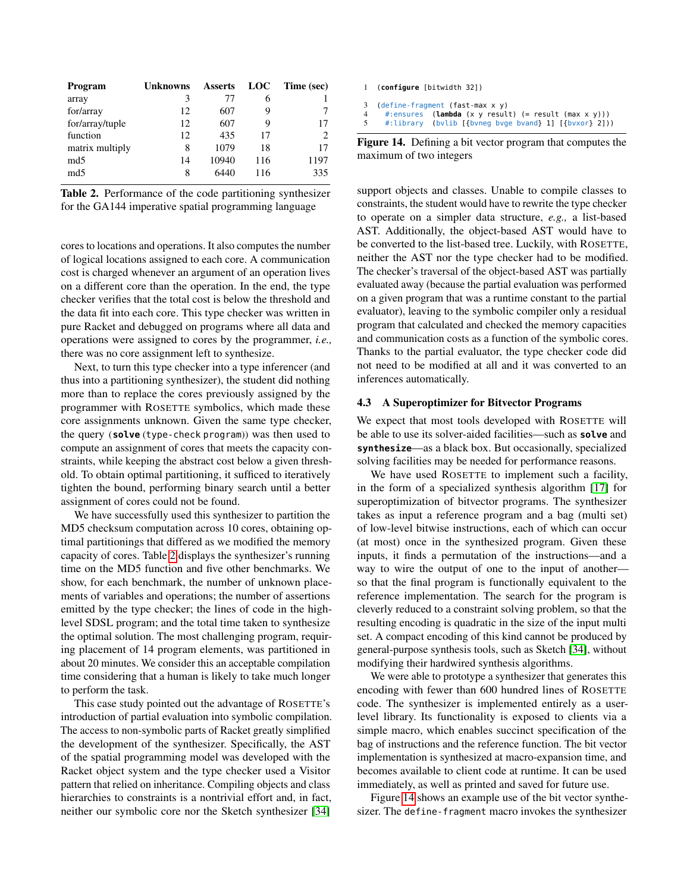| Program | Unknowns | Asserts | LOC | Time (sec) |
|---|---|---|---|---|
| array | 3 | 77 | 6 | 1 |
| for/array | 12 | 607 | 9 | 7 |
| for/array/tuple | 12 | 607 | 9 | 17 |
| function | 12 | 435 | 17 | 2 |
| matrix multiply | 8 | 1079 | 18 | 17 |
| md5 | 14 | 10940 | 116 | 1197 |
| md5 | 8 | 6440 | 116 | 335 |

**Table 2.** Performance of the code partitioning synthesizer for the GA144 imperative spatial programming language

cores to locations and operations. It also computes the number of logical locations assigned to each core. A communication cost is charged whenever an argument of an operation lives on a different core than the operation. In the end, the type checker verifies that the total cost is below the threshold and the data fit into each core. This type checker was written in pure Racket and debugged on programs where all data and operations were assigned to cores by the programmer, *i.e.,* there was no core assignment left to synthesize.

Next, to turn this type checker into a type inferencer (and thus into a partitioning synthesizer), the student did nothing more than to replace the cores previously assigned by the programmer with ROSETTE symbolics, which made these core assignments unknown. Given the same type checker, the query (**solve** (type-check program)) was then used to compute an assignment of cores that meets the capacity constraints, while keeping the abstract cost below a given threshold. To obtain optimal partitioning, it sufficed to iteratively tighten the bound, performing binary search until a better assignment of cores could not be found.

We have successfully used this synthesizer to partition the MD5 checksum computation across 10 cores, obtaining optimal partitionings that differed as we modified the memory capacity of cores. Table 2 displays the synthesizer's running time on the MD5 function and five other benchmarks. We show, for each benchmark, the number of unknown placements of variables and operations; the number of assertions emitted by the type checker; the lines of code in the high-level SDSL program; and the total time taken to synthesize the optimal solution. The most challenging program, requiring placement of 14 program elements, was partitioned in about 20 minutes. We consider this an acceptable compilation time considering that a human is likely to take much longer to perform the task.

This case study pointed out the advantage of ROSETTE's introduction of partial evaluation into symbolic compilation. The access to non-symbolic parts of Racket greatly simplified the development of the synthesizer. Specifically, the AST of the spatial programming model was developed with the Racket object system and the type checker used a Visitor pattern that relied on inheritance. Compiling objects and class hierarchies to constraints is a nontrivial effort and, in fact, neither our symbolic core nor the Sketch synthesizer [34] support objects and classes. Unable to compile classes to constraints, the student would have to rewrite the type checker to operate on a simpler data structure, *e.g.,* a list-based AST. Additionally, the object-based AST would have to be converted to the list-based tree. Luckily, with ROSETTE, neither the AST nor the type checker had to be modified. The checker's traversal of the object-based AST was partially evaluated away (because the partial evaluation was performed on a given program that was a runtime constant to the partial evaluator), leaving to the symbolic compiler only a residual program that calculated and checked the memory capacities and communication costs as a function of the symbolic cores. Thanks to the partial evaluator, the type checker code did not need to be modified at all and it was converted to an inferences automatically.

```
1  (configure [bitwidth 32])

3  (define-fragment (fast-max x y)
4    #:ensures  (lambda (x y result) (= result (max x y)))
5    #:library  (bvlib [{bvneg bvge bvand} 1] [{bvxor} 2]))
```

**Figure 14.** Defining a bit vector program that computes the maximum of two integers

### 4.3 A Superoptimizer for Bitvector Programs

We expect that most tools developed with ROSETTE will be able to use its solver-aided facilities—such as **solve** and **synthesize**—as a black box. But occasionally, specialized solving facilities may be needed for performance reasons.

We have used ROSETTE to implement such a facility, in the form of a specialized synthesis algorithm [17] for superoptimization of bitvector programs. The synthesizer takes as input a reference program and a bag (multi set) of low-level bitwise instructions, each of which can occur (at most) once in the synthesized program. Given these inputs, it finds a permutation of the instructions—and a way to wire the output of one to the input of another—so that the final program is functionally equivalent to the reference implementation. The search for the program is cleverly reduced to a constraint solving problem, so that the resulting encoding is quadratic in the size of the input multi set. A compact encoding of this kind cannot be produced by general-purpose synthesis tools, such as Sketch [34], without modifying their hardwired synthesis algorithms.

We were able to prototype a synthesizer that generates this encoding with fewer than 600 hundred lines of ROSETTE code. The synthesizer is implemented entirely as a user-level library. Its functionality is exposed to clients via a simple macro, which enables succinct specification of the bag of instructions and the reference function. The bit vector implementation is synthesized at macro-expansion time, and becomes available to client code at runtime. It can be used immediately, as well as printed and saved for future use.

Figure 14 shows an example use of the bit vector synthesizer. The define-fragment macro invokes the synthesizer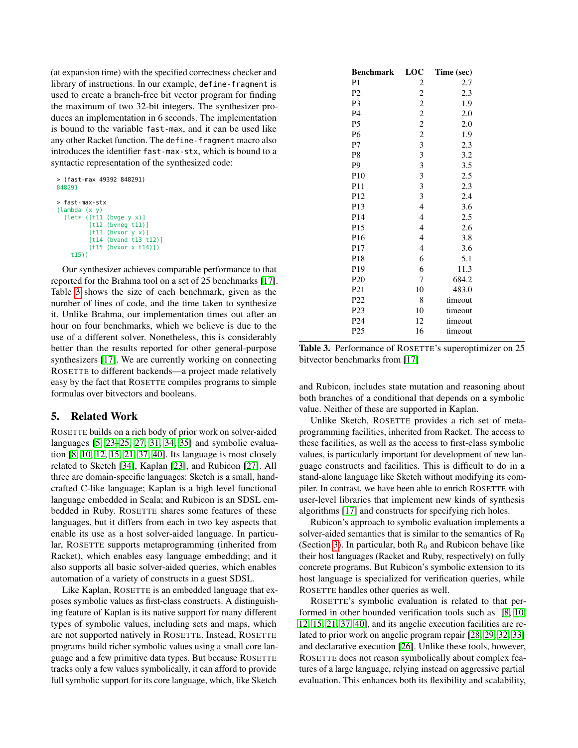(at expansion time) with the specified correctness checker and library of instructions. In our example, `define-fragment` is used to create a branch-free bit vector program for finding the maximum of two 32-bit integers. The synthesizer produces an implementation in 6 seconds. The implementation is bound to the variable `fast-max`, and it can be used like any other Racket function. The `define-fragment` macro also introduces the identifier `fast-max-stx`, which is bound to a syntactic representation of the synthesized code:

```
> (fast-max 49392 848291)
848291

> fast-max-stx
(lambda (x y)
  (let* ([t11 (bvge y x)]
         [t12 (bvneg t11)]
         [t13 (bvxor y x)]
         [t14 (bvand t13 t12)]
         [t15 (bvxor x t14)])
    t15))
```

Our synthesizer achieves comparable performance to that reported for the Brahma tool on a set of 25 benchmarks [17]. Table 3 shows the size of each benchmark, given as the number of lines of code, and the time taken to synthesize it. Unlike Brahma, our implementation times out after an hour on four benchmarks, which we believe is due to the use of a different solver. Nonetheless, this is considerably better than the results reported for other general-purpose synthesizers [17]. We are currently working on connecting ROSETTE to different backends—a project made relatively easy by the fact that ROSETTE compiles programs to simple formulas over bitvectors and booleans.

| Benchmark | LOC | Time (sec) |
|---|---|---|
| P1 | 2 | 2.7 |
| P2 | 2 | 2.3 |
| P3 | 2 | 1.9 |
| P4 | 2 | 2.0 |
| P5 | 2 | 2.0 |
| P6 | 2 | 1.9 |
| P7 | 3 | 2.3 |
| P8 | 3 | 3.2 |
| P9 | 3 | 3.5 |
| P10 | 3 | 2.5 |
| P11 | 3 | 2.3 |
| P12 | 3 | 2.4 |
| P13 | 4 | 3.6 |
| P14 | 4 | 2.5 |
| P15 | 4 | 2.6 |
| P16 | 4 | 3.8 |
| P17 | 4 | 3.6 |
| P18 | 6 | 5.1 |
| P19 | 6 | 11.3 |
| P20 | 7 | 684.2 |
| P21 | 10 | 483.0 |
| P22 | 8 | timeout |
| P23 | 10 | timeout |
| P24 | 12 | timeout |
| P25 | 16 | timeout |

**Table 3.** Performance of ROSETTE's superoptimizer on 25 bitvector benchmarks from [17]

## 5. Related Work

ROSETTE builds on a rich body of prior work on solver-aided languages [5, 23–25, 27, 31, 34, 35] and symbolic evaluation [8, 10, 12, 15, 21, 37, 40]. Its language is most closely related to Sketch [34], Kaplan [23], and Rubicon [27]. All three are domain-specific languages: Sketch is a small, handcrafted C-like language; Kaplan is a high level functional language embedded in Scala; and Rubicon is an SDSL embedded in Ruby. ROSETTE shares some features of these languages, but it differs from each in two key aspects that enable its use as a host solver-aided language. In particular, ROSETTE supports metaprogramming (inherited from Racket), which enables easy language embedding; and it also supports all basic solver-aided queries, which enables automation of a variety of constructs in a guest SDSL.

Like Kaplan, ROSETTE is an embedded language that exposes symbolic values as first-class constructs. A distinguishing feature of Kaplan is its native support for many different types of symbolic values, including sets and maps, which are not supported natively in ROSETTE. Instead, ROSETTE programs build richer symbolic values using a small core language and a few primitive data types. But because ROSETTE tracks only a few values symbolically, it can afford to provide full symbolic support for its core language, which, like Sketch and Rubicon, includes state mutation and reasoning about both branches of a conditional that depends on a symbolic value. Neither of these are supported in Kaplan.

Unlike Sketch, ROSETTE provides a rich set of metaprogramming facilities, inherited from Racket. The access to these facilities, as well as the access to first-class symbolic values, is particularly important for development of new language constructs and facilities. This is difficult to do in a stand-alone language like Sketch without modifying its compiler. In contrast, we have been able to enrich ROSETTE with user-level libraries that implement new kinds of synthesis algorithms [17] and constructs for specifying rich holes.

Rubicon's approach to symbolic evaluation implements a solver-aided semantics that is similar to the semantics of $R_0$ (Section 3). In particular, both $R_0$ and Rubicon behave like their host languages (Racket and Ruby, respectively) on fully concrete programs. But Rubicon's symbolic extension to its host language is specialized for verification queries, while ROSETTE handles other queries as well.

ROSETTE's symbolic evaluation is related to that performed in other bounded verification tools such as [8, 10, 12, 15, 21, 37, 40], and its angelic execution facilities are related to prior work on angelic program repair [28, 29, 32, 33] and declarative execution [26]. Unlike these tools, however, ROSETTE does not reason symbolically about complex features of a large language, relying instead on aggressive partial evaluation. This enhances both its flexibility and scalability,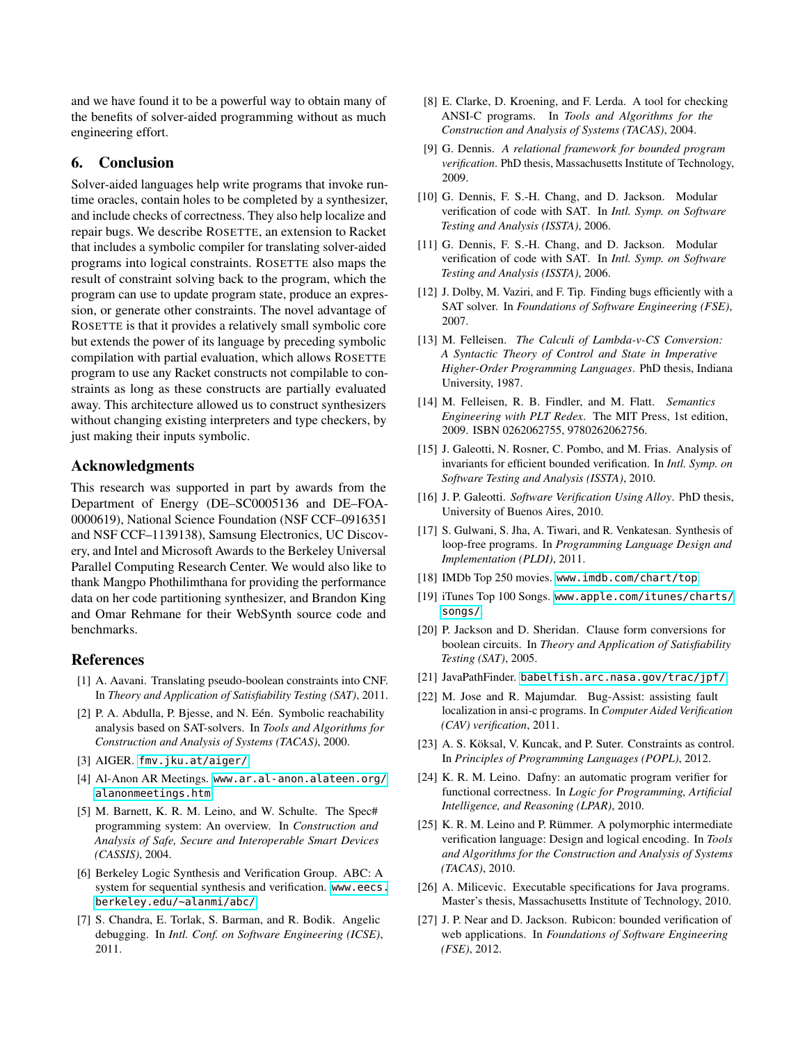and we have found it to be a powerful way to obtain many of the benefits of solver-aided programming without as much engineering effort.

## 6. Conclusion

Solver-aided languages help write programs that invoke runtime oracles, contain holes to be completed by a synthesizer, and include checks of correctness. They also help localize and repair bugs. We describe ROSETTE, an extension to Racket that includes a symbolic compiler for translating solver-aided programs into logical constraints. ROSETTE also maps the result of constraint solving back to the program, which the program can use to update program state, produce an expression, or generate other constraints. The novel advantage of ROSETTE is that it provides a relatively small symbolic core but extends the power of its language by preceding symbolic compilation with partial evaluation, which allows ROSETTE program to use any Racket constructs not compilable to constraints as long as these constructs are partially evaluated away. This architecture allowed us to construct synthesizers without changing existing interpreters and type checkers, by just making their inputs symbolic.

## Acknowledgments

This research was supported in part by awards from the Department of Energy (DE–SC0005136 and DE–FOA-0000619), National Science Foundation (NSF CCF–0916351 and NSF CCF–1139138), Samsung Electronics, UC Discovery, and Intel and Microsoft Awards to the Berkeley Universal Parallel Computing Research Center. We would also like to thank Mangpo Phothilimthana for providing the performance data on her code partitioning synthesizer, and Brandon King and Omar Rehmane for their WebSynth source code and benchmarks.

## References

[1] A. Aavani. Translating pseudo-boolean constraints into CNF. In *Theory and Application of Satisfiability Testing (SAT)*, 2011.

[2] P. A. Abdulla, P. Bjesse, and N. Eén. Symbolic reachability analysis based on SAT-solvers. In *Tools and Algorithms for Construction and Analysis of Systems (TACAS)*, 2000.

[3] AIGER. `fmv.jku.at/aiger/`

[4] Al-Anon AR Meetings. `www.ar.al-anon.alateen.org/alanonmeetings.htm`

[5] M. Barnett, K. R. M. Leino, and W. Schulte. The Spec# programming system: An overview. In *Construction and Analysis of Safe, Secure and Interoperable Smart Devices (CASSIS)*, 2004.

[6] Berkeley Logic Synthesis and Verification Group. ABC: A system for sequential synthesis and verification. `www.eecs.berkeley.edu/~alanmi/abc/`

[7] S. Chandra, E. Torlak, S. Barman, and R. Bodik. Angelic debugging. In *Intl. Conf. on Software Engineering (ICSE)*, 2011.

[8] E. Clarke, D. Kroening, and F. Lerda. A tool for checking ANSI-C programs. In *Tools and Algorithms for the Construction and Analysis of Systems (TACAS)*, 2004.

[9] G. Dennis. *A relational framework for bounded program verification*. PhD thesis, Massachusetts Institute of Technology, 2009.

[10] G. Dennis, F. S.-H. Chang, and D. Jackson. Modular verification of code with SAT. In *Intl. Symp. on Software Testing and Analysis (ISSTA)*, 2006.

[11] G. Dennis, F. S.-H. Chang, and D. Jackson. Modular verification of code with SAT. In *Intl. Symp. on Software Testing and Analysis (ISSTA)*, 2006.

[12] J. Dolby, M. Vaziri, and F. Tip. Finding bugs efficiently with a SAT solver. In *Foundations of Software Engineering (FSE)*, 2007.

[13] M. Felleisen. *The Calculi of Lambda-v-CS Conversion: A Syntactic Theory of Control and State in Imperative Higher-Order Programming Languages*. PhD thesis, Indiana University, 1987.

[14] M. Felleisen, R. B. Findler, and M. Flatt. *Semantics Engineering with PLT Redex*. The MIT Press, 1st edition, 2009. ISBN 0262062755, 9780262062756.

[15] J. Galeotti, N. Rosner, C. Pombo, and M. Frias. Analysis of invariants for efficient bounded verification. In *Intl. Symp. on Software Testing and Analysis (ISSTA)*, 2010.

[16] J. P. Galeotti. *Software Verification Using Alloy*. PhD thesis, University of Buenos Aires, 2010.

[17] S. Gulwani, S. Jha, A. Tiwari, and R. Venkatesan. Synthesis of loop-free programs. In *Programming Language Design and Implementation (PLDI)*, 2011.

[18] IMDb Top 250 movies. `www.imdb.com/chart/top`

[19] iTunes Top 100 Songs. `www.apple.com/itunes/charts/songs/`

[20] P. Jackson and D. Sheridan. Clause form conversions for boolean circuits. In *Theory and Application of Satisfiability Testing (SAT)*, 2005.

[21] JavaPathFinder. `babelfish.arc.nasa.gov/trac/jpf/`

[22] M. Jose and R. Majumdar. Bug-Assist: assisting fault localization in ansi-c programs. In *Computer Aided Verification (CAV) verification*, 2011.

[23] A. S. Köksal, V. Kuncak, and P. Suter. Constraints as control. In *Principles of Programming Languages (POPL)*, 2012.

[24] K. R. M. Leino. Dafny: an automatic program verifier for functional correctness. In *Logic for Programming, Artificial Intelligence, and Reasoning (LPAR)*, 2010.

[25] K. R. M. Leino and P. Rümmer. A polymorphic intermediate verification language: Design and logical encoding. In *Tools and Algorithms for the Construction and Analysis of Systems (TACAS)*, 2010.

[26] A. Milicevic. Executable specifications for Java programs. Master's thesis, Massachusetts Institute of Technology, 2010.

[27] J. P. Near and D. Jackson. Rubicon: bounded verification of web applications. In *Foundations of Software Engineering (FSE)*, 2012.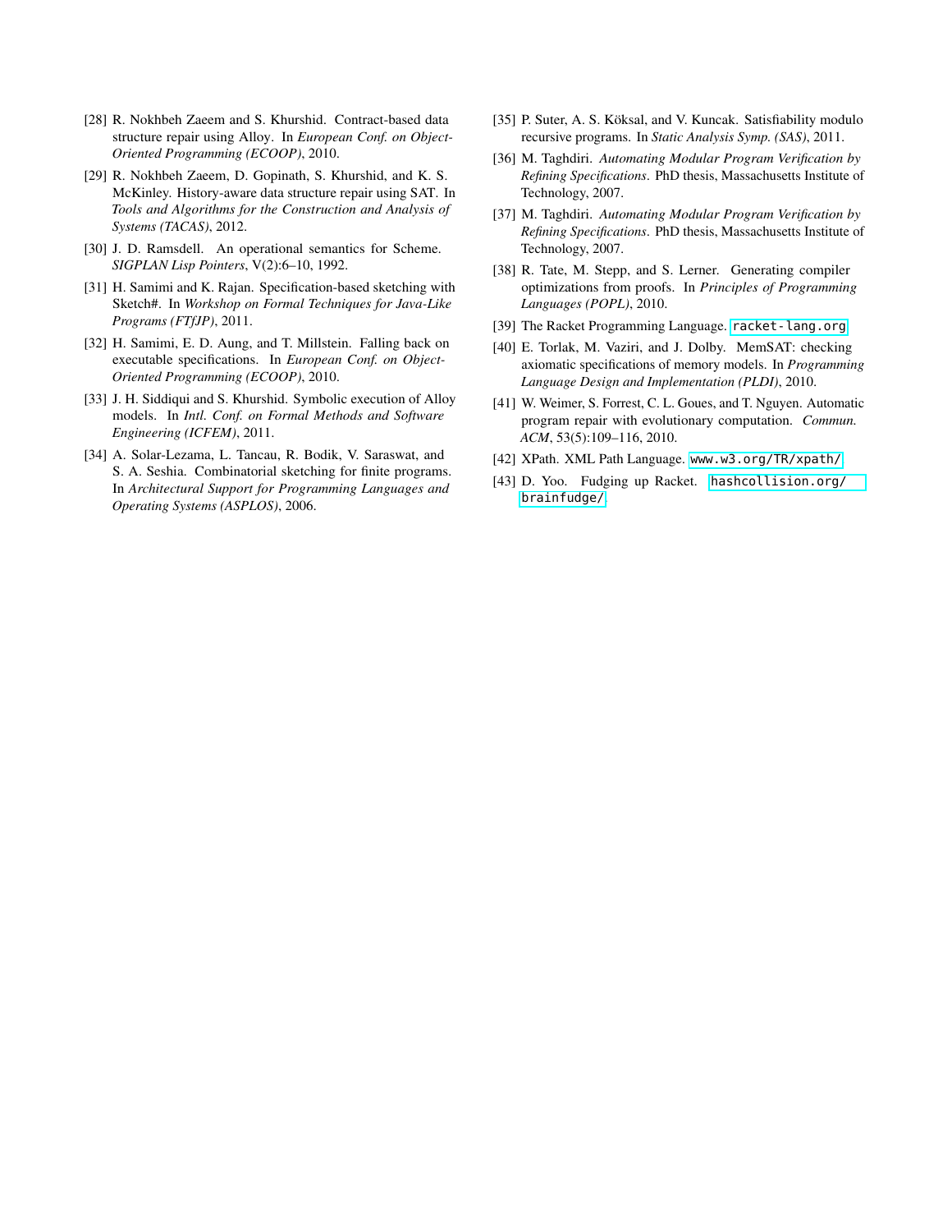[28] R. Nokhbeh Zaeem and S. Khurshid. Contract-based data structure repair using Alloy. In *European Conf. on Object-Oriented Programming (ECOOP)*, 2010.

[29] R. Nokhbeh Zaeem, D. Gopinath, S. Khurshid, and K. S. McKinley. History-aware data structure repair using SAT. In *Tools and Algorithms for the Construction and Analysis of Systems (TACAS)*, 2012.

[30] J. D. Ramsdell. An operational semantics for Scheme. *SIGPLAN Lisp Pointers*, V(2):6–10, 1992.

[31] H. Samimi and K. Rajan. Specification-based sketching with Sketch#. In *Workshop on Formal Techniques for Java-Like Programs (FTfJP)*, 2011.

[32] H. Samimi, E. D. Aung, and T. Millstein. Falling back on executable specifications. In *European Conf. on Object-Oriented Programming (ECOOP)*, 2010.

[33] J. H. Siddiqui and S. Khurshid. Symbolic execution of Alloy models. In *Intl. Conf. on Formal Methods and Software Engineering (ICFEM)*, 2011.

[34] A. Solar-Lezama, L. Tancau, R. Bodik, V. Saraswat, and S. A. Seshia. Combinatorial sketching for finite programs. In *Architectural Support for Programming Languages and Operating Systems (ASPLOS)*, 2006.

[35] P. Suter, A. S. Köksal, and V. Kuncak. Satisfiability modulo recursive programs. In *Static Analysis Symp. (SAS)*, 2011.

[36] M. Taghdiri. *Automating Modular Program Verification by Refining Specifications*. PhD thesis, Massachusetts Institute of Technology, 2007.

[37] M. Taghdiri. *Automating Modular Program Verification by Refining Specifications*. PhD thesis, Massachusetts Institute of Technology, 2007.

[38] R. Tate, M. Stepp, and S. Lerner. Generating compiler optimizations from proofs. In *Principles of Programming Languages (POPL)*, 2010.

[39] The Racket Programming Language. `racket-lang.org`

[40] E. Torlak, M. Vaziri, and J. Dolby. MemSAT: checking axiomatic specifications of memory models. In *Programming Language Design and Implementation (PLDI)*, 2010.

[41] W. Weimer, S. Forrest, C. L. Goues, and T. Nguyen. Automatic program repair with evolutionary computation. *Commun. ACM*, 53(5):109–116, 2010.

[42] XPath. XML Path Language. `www.w3.org/TR/xpath/`

[43] D. Yoo. Fudging up Racket. `hashcollision.org/brainfudge/`